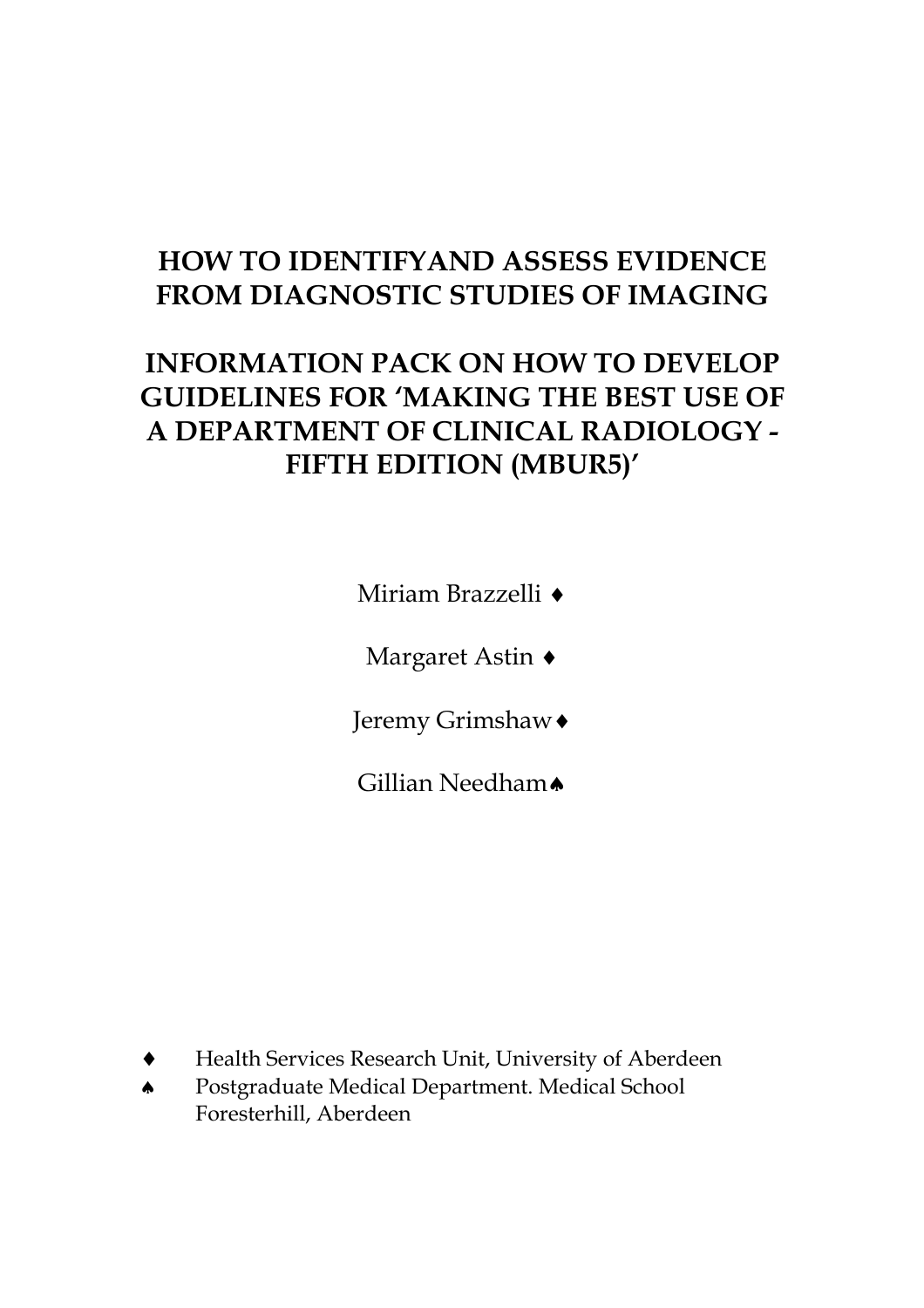# HOW TO IDENTIFYAND ASSESS EVIDENCE FROM DIAGNOSTIC STUDIES OF IMAGING

# INFORMATION PACK ON HOW TO DEVELOP GUIDELINES FOR 'MAKING THE BEST USE OF A DEPARTMENT OF CLINICAL RADIOLOGY - FIFTH EDITION (MBUR5)'

Miriam Brazzelli ♦

Margaret Astin ♦

Jeremy Grimshaw ♦

Gillian Needham ♠

♦ Health Services Research Unit, University of Aberdeen

♠ Postgraduate Medical Department. Medical School Foresterhill, Aberdeen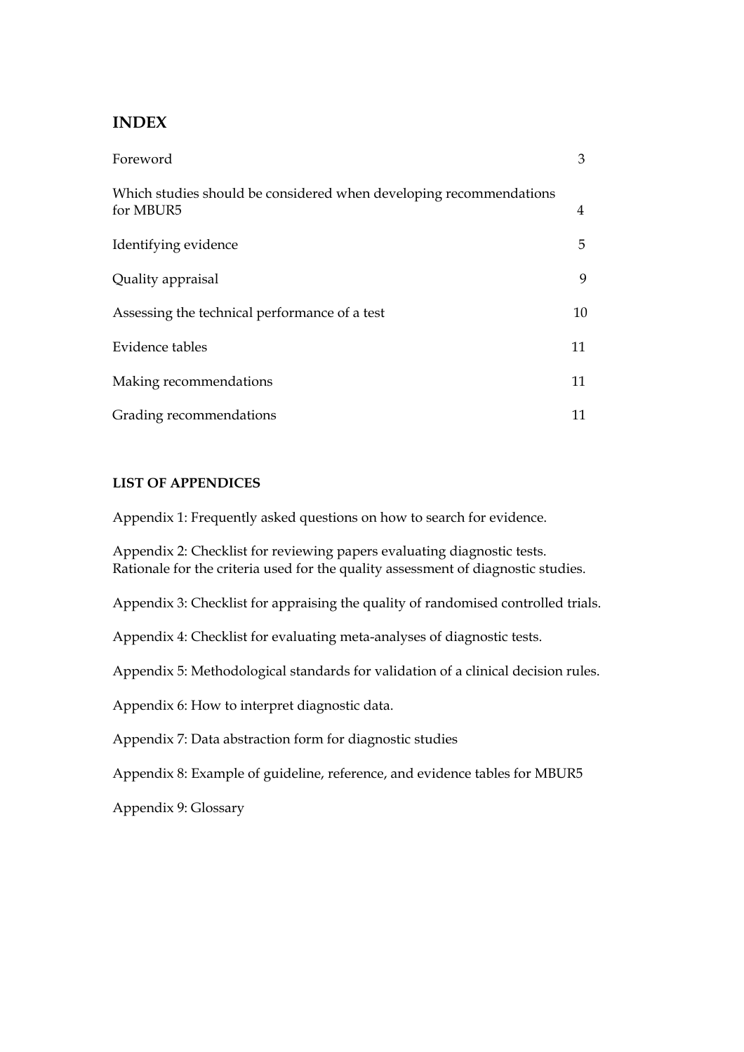## INDEX

| | |
|---|---|
| Foreword | 3 |
| Which studies should be considered when developing recommendations for MBUR5 | 4 |
| Identifying evidence | 5 |
| Quality appraisal | 9 |
| Assessing the technical performance of a test | 10 |
| Evidence tables | 11 |
| Making recommendations | 11 |
| Grading recommendations | 11 |

### LIST OF APPENDICES

Appendix 1: Frequently asked questions on how to search for evidence.

Appendix 2: Checklist for reviewing papers evaluating diagnostic tests. Rationale for the criteria used for the quality assessment of diagnostic studies.

Appendix 3: Checklist for appraising the quality of randomised controlled trials.

Appendix 4: Checklist for evaluating meta-analyses of diagnostic tests.

Appendix 5: Methodological standards for validation of a clinical decision rules.

Appendix 6: How to interpret diagnostic data.

Appendix 7: Data abstraction form for diagnostic studies

Appendix 8: Example of guideline, reference, and evidence tables for MBUR5

Appendix 9: Glossary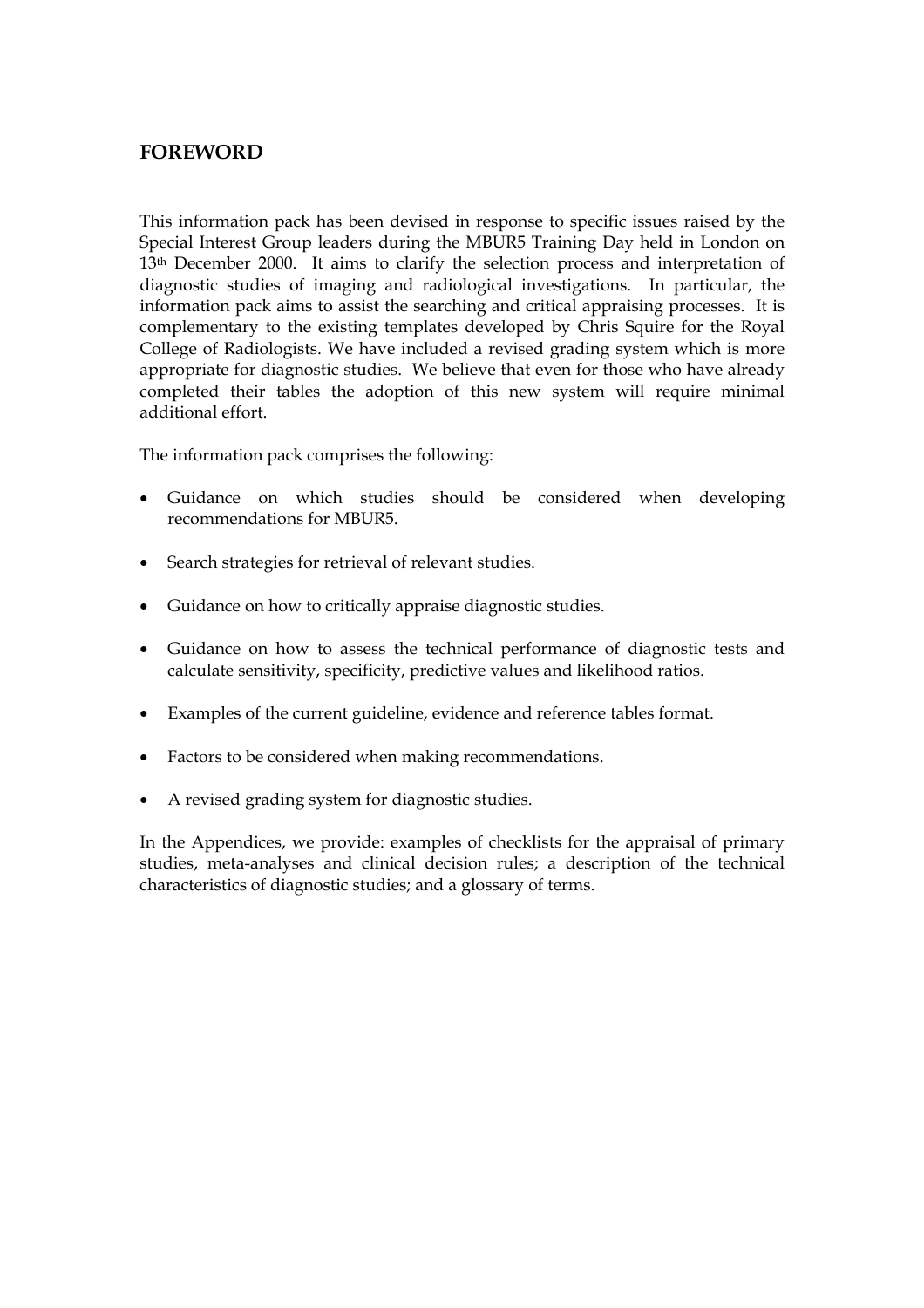## FOREWORD

This information pack has been devised in response to specific issues raised by the Special Interest Group leaders during the MBUR5 Training Day held in London on 13th December 2000. It aims to clarify the selection process and interpretation of diagnostic studies of imaging and radiological investigations. In particular, the information pack aims to assist the searching and critical appraising processes. It is complementary to the existing templates developed by Chris Squire for the Royal College of Radiologists. We have included a revised grading system which is more appropriate for diagnostic studies. We believe that even for those who have already completed their tables the adoption of this new system will require minimal additional effort.

The information pack comprises the following:

- Guidance on which studies should be considered when developing recommendations for MBUR5.
- Search strategies for retrieval of relevant studies.
- Guidance on how to critically appraise diagnostic studies.
- Guidance on how to assess the technical performance of diagnostic tests and calculate sensitivity, specificity, predictive values and likelihood ratios.
- Examples of the current guideline, evidence and reference tables format.
- Factors to be considered when making recommendations.
- A revised grading system for diagnostic studies.

In the Appendices, we provide: examples of checklists for the appraisal of primary studies, meta-analyses and clinical decision rules; a description of the technical characteristics of diagnostic studies; and a glossary of terms.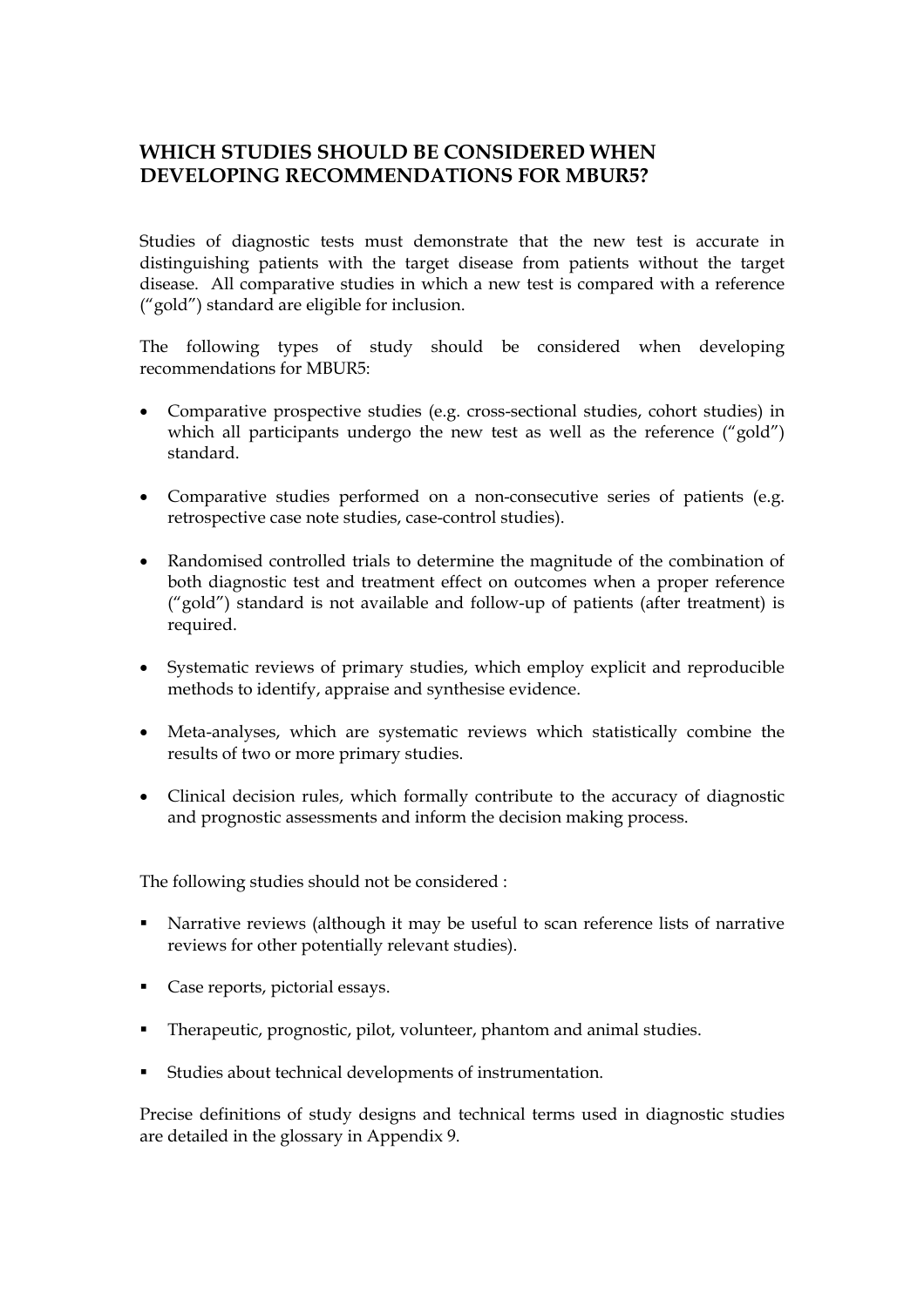## WHICH STUDIES SHOULD BE CONSIDERED WHEN DEVELOPING RECOMMENDATIONS FOR MBUR5?

Studies of diagnostic tests must demonstrate that the new test is accurate in distinguishing patients with the target disease from patients without the target disease. All comparative studies in which a new test is compared with a reference ("gold") standard are eligible for inclusion.

The following types of study should be considered when developing recommendations for MBUR5:

- Comparative prospective studies (e.g. cross-sectional studies, cohort studies) in which all participants undergo the new test as well as the reference ("gold") standard.
- Comparative studies performed on a non-consecutive series of patients (e.g. retrospective case note studies, case-control studies).
- Randomised controlled trials to determine the magnitude of the combination of both diagnostic test and treatment effect on outcomes when a proper reference ("gold") standard is not available and follow-up of patients (after treatment) is required.
- Systematic reviews of primary studies, which employ explicit and reproducible methods to identify, appraise and synthesise evidence.
- Meta-analyses, which are systematic reviews which statistically combine the results of two or more primary studies.
- Clinical decision rules, which formally contribute to the accuracy of diagnostic and prognostic assessments and inform the decision making process.

The following studies should not be considered :

- Narrative reviews (although it may be useful to scan reference lists of narrative reviews for other potentially relevant studies).
- Case reports, pictorial essays.
- Therapeutic, prognostic, pilot, volunteer, phantom and animal studies.
- Studies about technical developments of instrumentation.

Precise definitions of study designs and technical terms used in diagnostic studies are detailed in the glossary in Appendix 9.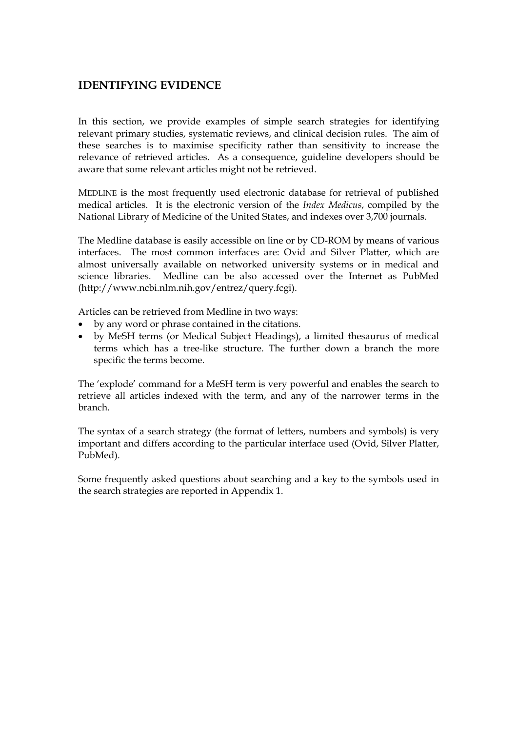## IDENTIFYING EVIDENCE

In this section, we provide examples of simple search strategies for identifying relevant primary studies, systematic reviews, and clinical decision rules. The aim of these searches is to maximise specificity rather than sensitivity to increase the relevance of retrieved articles. As a consequence, guideline developers should be aware that some relevant articles might not be retrieved.

MEDLINE is the most frequently used electronic database for retrieval of published medical articles. It is the electronic version of the *Index Medicus*, compiled by the National Library of Medicine of the United States, and indexes over 3,700 journals.

The Medline database is easily accessible on line or by CD-ROM by means of various interfaces. The most common interfaces are: Ovid and Silver Platter, which are almost universally available on networked university systems or in medical and science libraries. Medline can be also accessed over the Internet as PubMed (http://www.ncbi.nlm.nih.gov/entrez/query.fcgi).

Articles can be retrieved from Medline in two ways:

- by any word or phrase contained in the citations.
- by MeSH terms (or Medical Subject Headings), a limited thesaurus of medical terms which has a tree-like structure. The further down a branch the more specific the terms become.

The 'explode' command for a MeSH term is very powerful and enables the search to retrieve all articles indexed with the term, and any of the narrower terms in the branch.

The syntax of a search strategy (the format of letters, numbers and symbols) is very important and differs according to the particular interface used (Ovid, Silver Platter, PubMed).

Some frequently asked questions about searching and a key to the symbols used in the search strategies are reported in Appendix 1.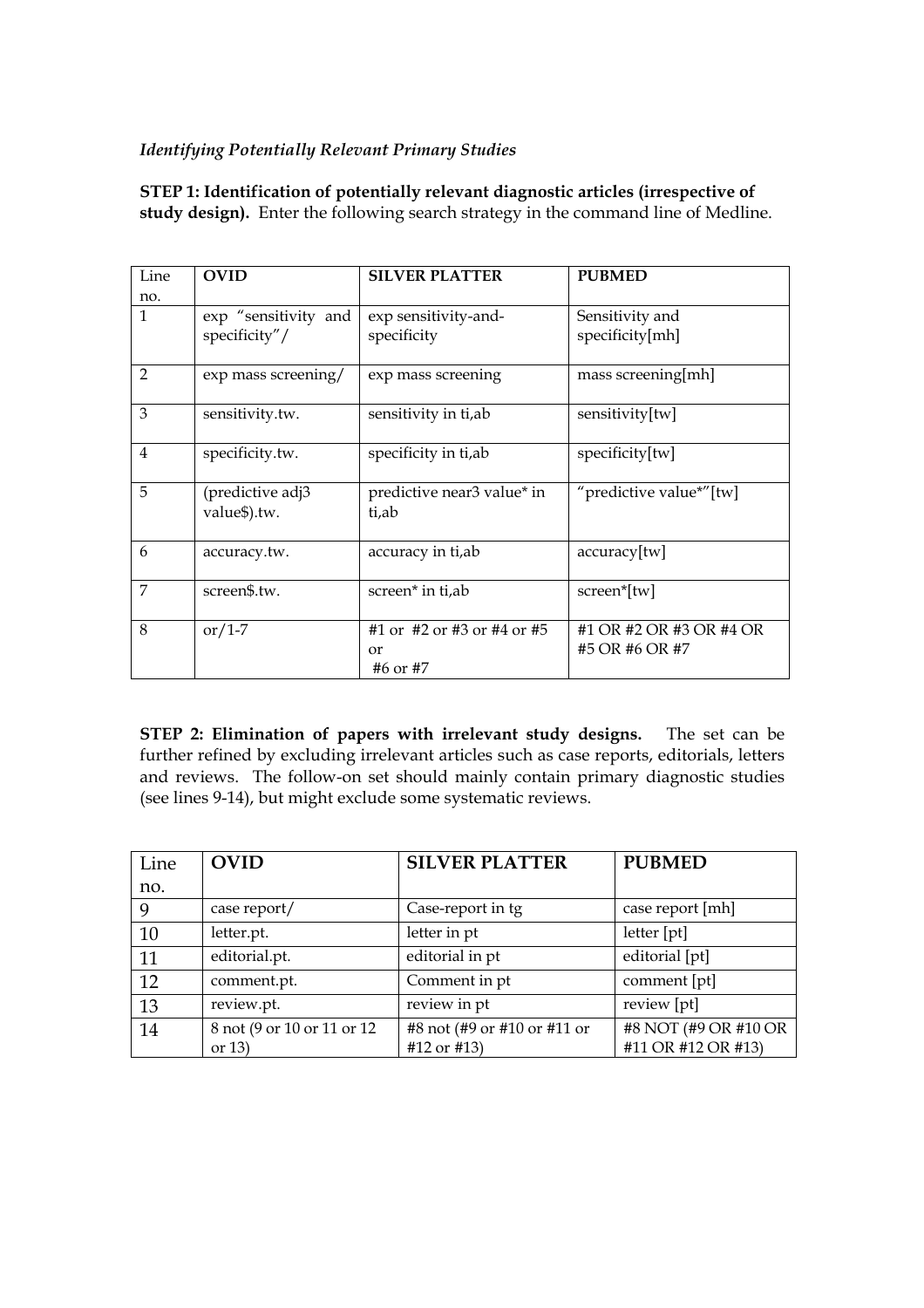*Identifying Potentially Relevant Primary Studies*

**STEP 1: Identification of potentially relevant diagnostic articles (irrespective of study design).** Enter the following search strategy in the command line of Medline.

| Line no. | OVID | SILVER PLATTER | PUBMED |
|---|---|---|---|
| 1 | exp "sensitivity and specificity"/ | exp sensitivity-and-specificity | Sensitivity and specificity[mh] |
| 2 | exp mass screening/ | exp mass screening | mass screening[mh] |
| 3 | sensitivity.tw. | sensitivity in ti,ab | sensitivity[tw] |
| 4 | specificity.tw. | specificity in ti,ab | specificity[tw] |
| 5 | (predictive adj3 value$).tw. | predictive near3 value* in ti,ab | "predictive value*"[tw] |
| 6 | accuracy.tw. | accuracy in ti,ab | accuracy[tw] |
| 7 | screen$.tw. | screen* in ti,ab | screen*[tw] |
| 8 | or/1-7 | #1 or #2 or #3 or #4 or #5 or #6 or #7 | #1 OR #2 OR #3 OR #4 OR #5 OR #6 OR #7 |

**STEP 2: Elimination of papers with irrelevant study designs.** The set can be further refined by excluding irrelevant articles such as case reports, editorials, letters and reviews. The follow-on set should mainly contain primary diagnostic studies (see lines 9-14), but might exclude some systematic reviews.

| Line no. | OVID | SILVER PLATTER | PUBMED |
|---|---|---|---|
| 9 | case report/ | Case-report in tg | case report [mh] |
| 10 | letter.pt. | letter in pt | letter [pt] |
| 11 | editorial.pt. | editorial in pt | editorial [pt] |
| 12 | comment.pt. | Comment in pt | comment [pt] |
| 13 | review.pt. | review in pt | review [pt] |
| 14 | 8 not (9 or 10 or 11 or 12 or 13) | #8 not (#9 or #10 or #11 or #12 or #13) | #8 NOT (#9 OR #10 OR #11 OR #12 OR #13) |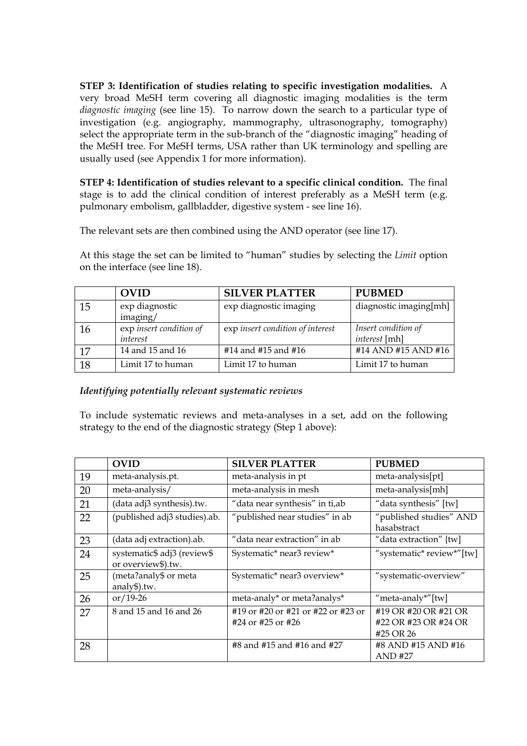**STEP 3: Identification of studies relating to specific investigation modalities.** A very broad MeSH term covering all diagnostic imaging modalities is the term *diagnostic imaging* (see line 15). To narrow down the search to a particular type of investigation (e.g. angiography, mammography, ultrasonography, tomography) select the appropriate term in the sub-branch of the "diagnostic imaging" heading of the MeSH tree. For MeSH terms, USA rather than UK terminology and spelling are usually used (see Appendix 1 for more information).

**STEP 4: Identification of studies relevant to a specific clinical condition.** The final stage is to add the clinical condition of interest preferably as a MeSH term (e.g. pulmonary embolism, gallbladder, digestive system - see line 16).

The relevant sets are then combined using the AND operator (see line 17).

At this stage the set can be limited to "human" studies by selecting the *Limit* option on the interface (see line 18).

| | OVID | SILVER PLATTER | PUBMED |
|---|---|---|---|
| 15 | exp diagnostic imaging/ | exp diagnostic imaging | diagnostic imaging[mh] |
| 16 | exp *insert condition of interest* | exp *insert condition of interest* | *Insert condition of interest* [mh] |
| 17 | 14 and 15 and 16 | #14 and #15 and #16 | #14 AND #15 AND #16 |
| 18 | Limit 17 to human | Limit 17 to human | Limit 17 to human |

*Identifying potentially relevant systematic reviews*

To include systematic reviews and meta-analyses in a set, add on the following strategy to the end of the diagnostic strategy (Step 1 above):

| | OVID | SILVER PLATTER | PUBMED |
|---|---|---|---|
| 19 | meta-analysis.pt. | meta-analysis in pt | meta-analysis[pt] |
| 20 | meta-analysis/ | meta-analysis in mesh | meta-analysis[mh] |
| 21 | (data adj3 synthesis).tw. | "data near synthesis" in ti,ab | "data synthesis" [tw] |
| 22 | (published adj3 studies).ab. | "published near studies" in ab | "published studies" AND hasabstract |
| 23 | (data adj extraction).ab. | "data near extraction" in ab | "data extraction" {tw] |
| 24 | systematic$ adj3 (review$ or overview$).tw. | Systematic* near3 review* | "systematic* review*"[tw] |
| 25 | (meta?analy$ or meta analy$).tw. | Systematic* near3 overview* | "systematic-overview" |
| 26 | or/19-26 | meta-analy* or meta?analys* | "meta-analy*"[tw] |
| 27 | 8 and 15 and 16 and 26 | #19 or #20 or #21 or #22 or #23 or #24 or #25 or #26 | #19 OR #20 OR #21 OR #22 OR #23 OR #24 OR #25 OR 26 |
| 28 | | #8 and #15 and #16 and #27 | #8 AND #15 AND #16 AND #27 |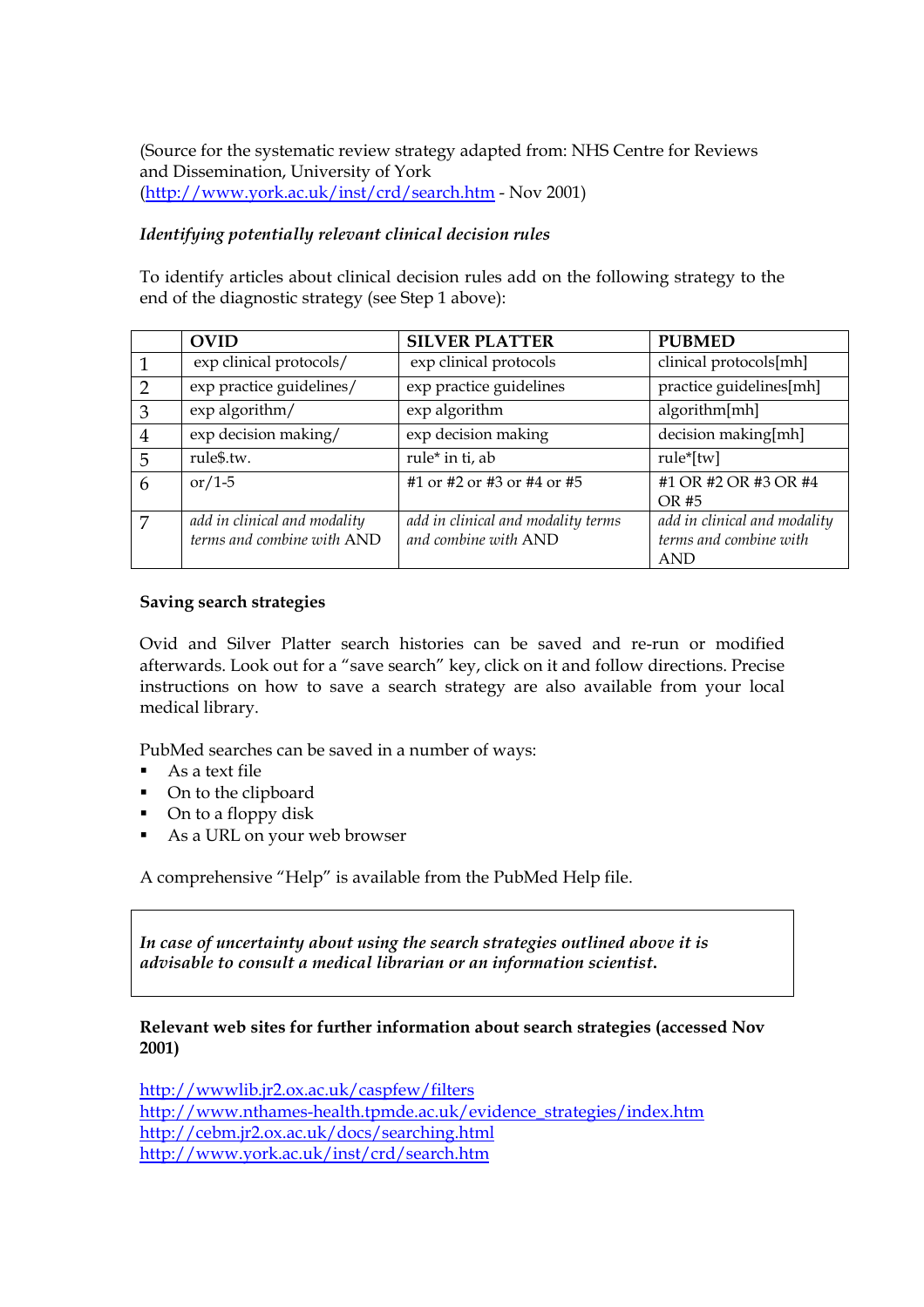(Source for the systematic review strategy adapted from: NHS Centre for Reviews and Dissemination, University of York (http://www.york.ac.uk/inst/crd/search.htm - Nov 2001)

*Identifying potentially relevant clinical decision rules*

To identify articles about clinical decision rules add on the following strategy to the end of the diagnostic strategy (see Step 1 above):

| | OVID | SILVER PLATTER | PUBMED |
|---|---|---|---|
| 1 | exp clinical protocols/ | exp clinical protocols | clinical protocols[mh] |
| 2 | exp practice guidelines/ | exp practice guidelines | practice guidelines[mh] |
| 3 | exp algorithm/ | exp algorithm | algorithm[mh] |
| 4 | exp decision making/ | exp decision making | decision making[mh] |
| 5 | rule$.tw. | rule* in ti, ab | rule*[tw] |
| 6 | or/1-5 | #1 or #2 or #3 or #4 or #5 | #1 OR #2 OR #3 OR #4 OR #5 |
| 7 | *add in clinical and modality terms and combine with* AND | *add in clinical and modality terms and combine with* AND | *add in clinical and modality terms and combine with* AND |

**Saving search strategies**

Ovid and Silver Platter search histories can be saved and re-run or modified afterwards. Look out for a "save search" key, click on it and follow directions. Precise instructions on how to save a search strategy are also available from your local medical library.

PubMed searches can be saved in a number of ways:

- As a text file
- On to the clipboard
- On to a floppy disk
- As a URL on your web browser

A comprehensive "Help" is available from the PubMed Help file.

> ***In case of uncertainty about using the search strategies outlined above it is advisable to consult a medical librarian or an information scientist.***

**Relevant web sites for further information about search strategies (accessed Nov 2001)**

http://wwwlib.jr2.ox.ac.uk/caspfew/filters
http://www.nthames-health.tpmde.ac.uk/evidence_strategies/index.htm
http://cebm.jr2.ox.ac.uk/docs/searching.html
http://www.york.ac.uk/inst/crd/search.htm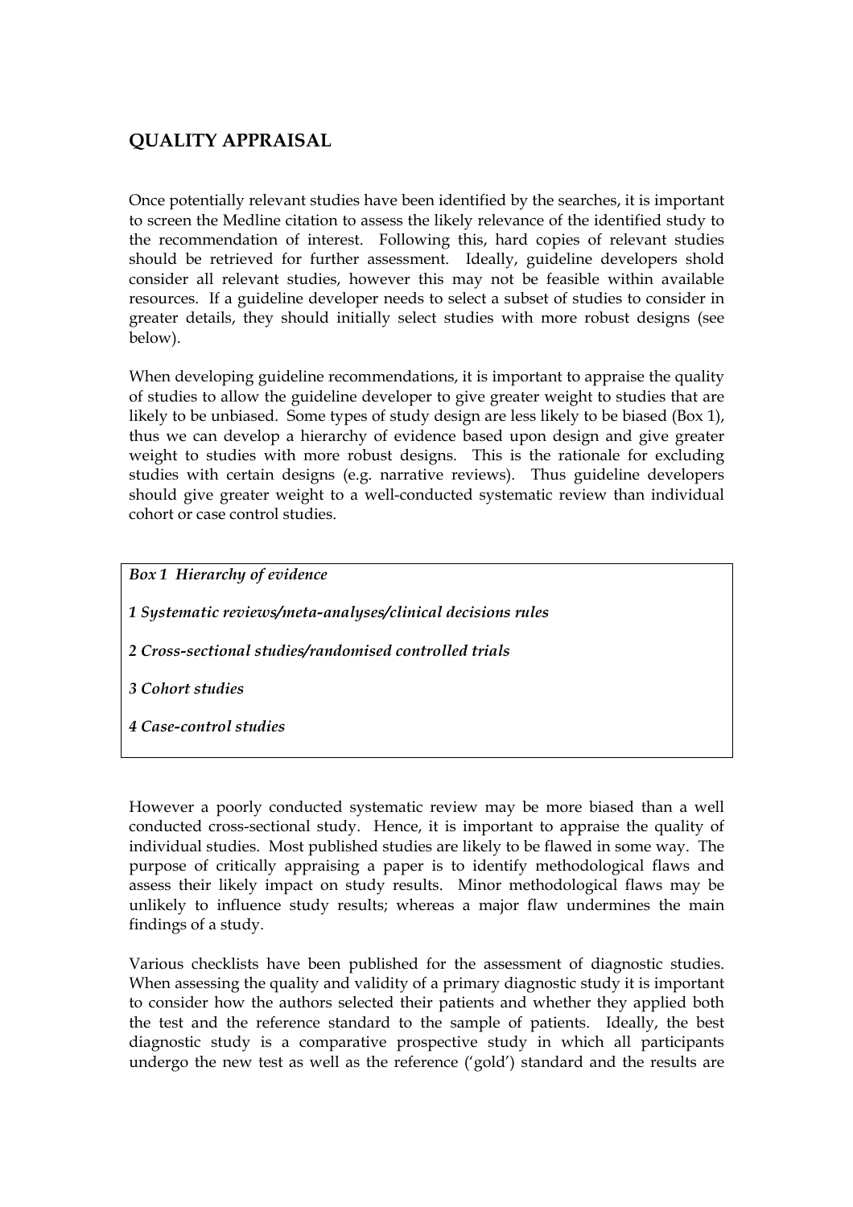## QUALITY APPRAISAL

Once potentially relevant studies have been identified by the searches, it is important to screen the Medline citation to assess the likely relevance of the identified study to the recommendation of interest. Following this, hard copies of relevant studies should be retrieved for further assessment. Ideally, guideline developers shold consider all relevant studies, however this may not be feasible within available resources. If a guideline developer needs to select a subset of studies to consider in greater details, they should initially select studies with more robust designs (see below).

When developing guideline recommendations, it is important to appraise the quality of studies to allow the guideline developer to give greater weight to studies that are likely to be unbiased. Some types of study design are less likely to be biased (Box 1), thus we can develop a hierarchy of evidence based upon design and give greater weight to studies with more robust designs. This is the rationale for excluding studies with certain designs (e.g. narrative reviews). Thus guideline developers should give greater weight to a well-conducted systematic review than individual cohort or case control studies.

> ***Box 1 Hierarchy of evidence***
>
> *1 Systematic reviews/meta-analyses/clinical decisions rules*
>
> *2 Cross-sectional studies/randomised controlled trials*
>
> *3 Cohort studies*
>
> *4 Case-control studies*

However a poorly conducted systematic review may be more biased than a well conducted cross-sectional study. Hence, it is important to appraise the quality of individual studies. Most published studies are likely to be flawed in some way. The purpose of critically appraising a paper is to identify methodological flaws and assess their likely impact on study results. Minor methodological flaws may be unlikely to influence study results; whereas a major flaw undermines the main findings of a study.

Various checklists have been published for the assessment of diagnostic studies. When assessing the quality and validity of a primary diagnostic study it is important to consider how the authors selected their patients and whether they applied both the test and the reference standard to the sample of patients. Ideally, the best diagnostic study is a comparative prospective study in which all participants undergo the new test as well as the reference ('gold') standard and the results are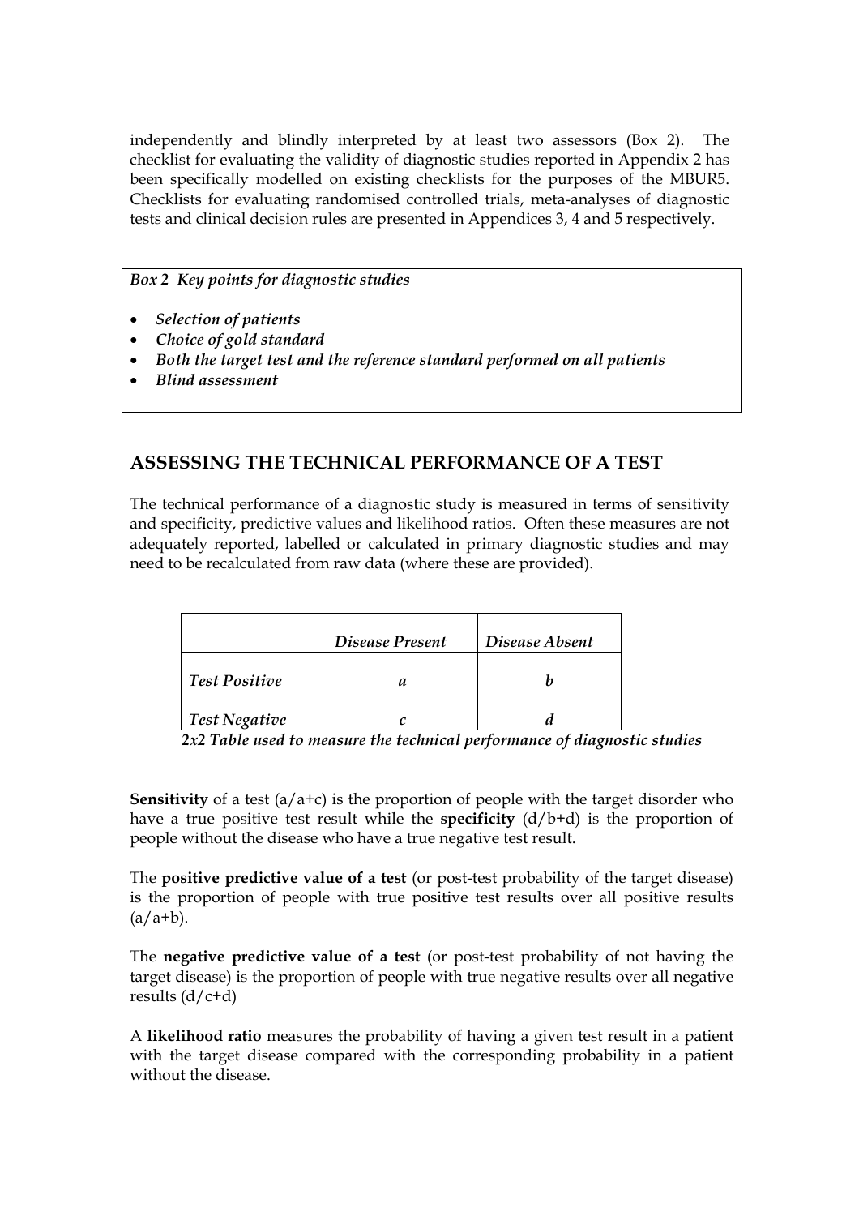independently and blindly interpreted by at least two assessors (Box 2). The checklist for evaluating the validity of diagnostic studies reported in Appendix 2 has been specifically modelled on existing checklists for the purposes of the MBUR5. Checklists for evaluating randomised controlled trials, meta-analyses of diagnostic tests and clinical decision rules are presented in Appendices 3, 4 and 5 respectively.

*Box 2 Key points for diagnostic studies*

- ***Selection of patients***
- ***Choice of gold standard***
- ***Both the target test and the reference standard performed on all patients***
- ***Blind assessment***

## ASSESSING THE TECHNICAL PERFORMANCE OF A TEST

The technical performance of a diagnostic study is measured in terms of sensitivity and specificity, predictive values and likelihood ratios. Often these measures are not adequately reported, labelled or calculated in primary diagnostic studies and may need to be recalculated from raw data (where these are provided).

| | ***Disease Present*** | ***Disease Absent*** |
|---|---|---|
| ***Test Positive*** | ***a*** | ***b*** |
| ***Test Negative*** | ***c*** | ***d*** |

***2x2 Table used to measure the technical performance of diagnostic studies***

**Sensitivity** of a test (a/a+c) is the proportion of people with the target disorder who have a true positive test result while the **specificity** (d/b+d) is the proportion of people without the disease who have a true negative test result.

The **positive predictive value of a test** (or post-test probability of the target disease) is the proportion of people with true positive test results over all positive results (a/a+b).

The **negative predictive value of a test** (or post-test probability of not having the target disease) is the proportion of people with true negative results over all negative results (d/c+d)

A **likelihood ratio** measures the probability of having a given test result in a patient with the target disease compared with the corresponding probability in a patient without the disease.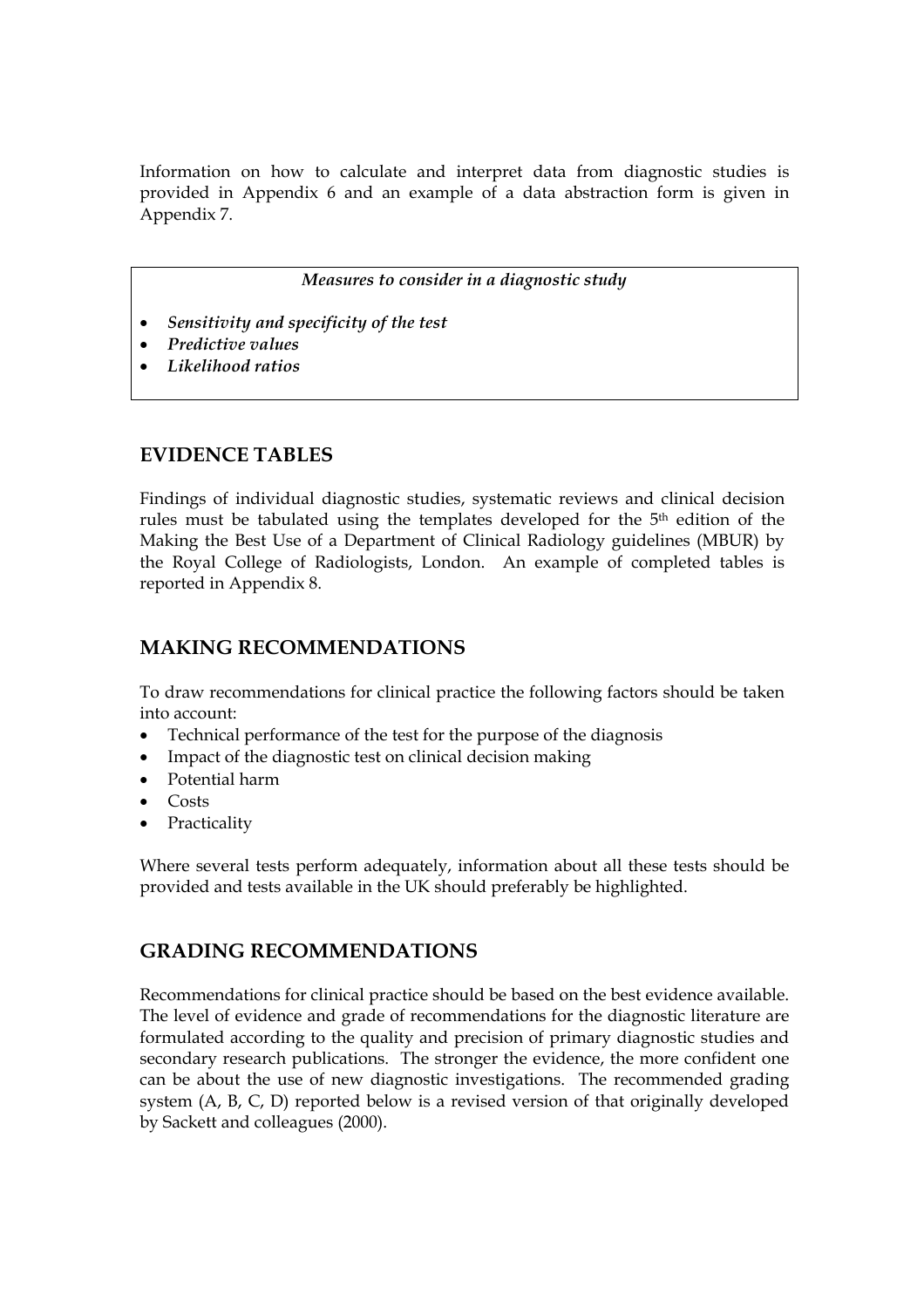Information on how to calculate and interpret data from diagnostic studies is provided in Appendix 6 and an example of a data abstraction form is given in Appendix 7.

> ***Measures to consider in a diagnostic study***
>
> - ***Sensitivity and specificity of the test***
> - ***Predictive values***
> - ***Likelihood ratios***

## EVIDENCE TABLES

Findings of individual diagnostic studies, systematic reviews and clinical decision rules must be tabulated using the templates developed for the 5th edition of the Making the Best Use of a Department of Clinical Radiology guidelines (MBUR) by the Royal College of Radiologists, London. An example of completed tables is reported in Appendix 8.

## MAKING RECOMMENDATIONS

To draw recommendations for clinical practice the following factors should be taken into account:

- Technical performance of the test for the purpose of the diagnosis
- Impact of the diagnostic test on clinical decision making
- Potential harm
- Costs
- Practicality

Where several tests perform adequately, information about all these tests should be provided and tests available in the UK should preferably be highlighted.

## GRADING RECOMMENDATIONS

Recommendations for clinical practice should be based on the best evidence available. The level of evidence and grade of recommendations for the diagnostic literature are formulated according to the quality and precision of primary diagnostic studies and secondary research publications. The stronger the evidence, the more confident one can be about the use of new diagnostic investigations. The recommended grading system (A, B, C, D) reported below is a revised version of that originally developed by Sackett and colleagues (2000).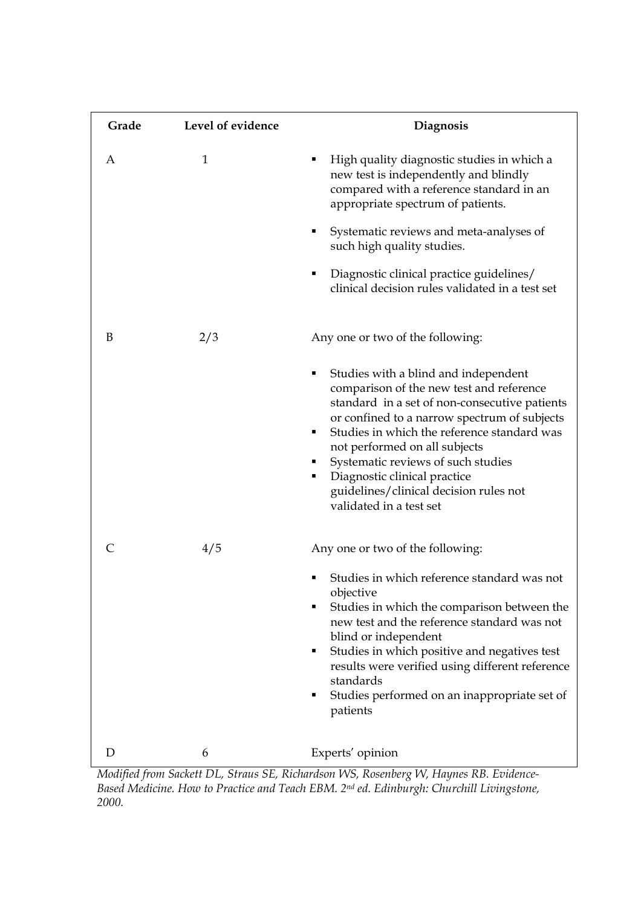| Grade | Level of evidence | Diagnosis |
| --- | --- | --- |
| A | 1 | ▪ High quality diagnostic studies in which a new test is independently and blindly compared with a reference standard in an appropriate spectrum of patients.<br>▪ Systematic reviews and meta-analyses of such high quality studies.<br>▪ Diagnostic clinical practice guidelines/ clinical decision rules validated in a test set |
| B | 2/3 | Any one or two of the following:<br>▪ Studies with a blind and independent comparison of the new test and reference standard in a set of non-consecutive patients or confined to a narrow spectrum of subjects<br>▪ Studies in which the reference standard was not performed on all subjects<br>▪ Systematic reviews of such studies<br>▪ Diagnostic clinical practice guidelines/clinical decision rules not validated in a test set |
| C | 4/5 | Any one or two of the following:<br>▪ Studies in which reference standard was not objective<br>▪ Studies in which the comparison between the new test and the reference standard was not blind or independent<br>▪ Studies in which positive and negatives test results were verified using different reference standards<br>▪ Studies performed on an inappropriate set of patients |
| D | 6 | Experts' opinion |

*Modified from Sackett DL, Straus SE, Richardson WS, Rosenberg W, Haynes RB. Evidence-Based Medicine. How to Practice and Teach EBM. 2nd ed. Edinburgh: Churchill Livingstone, 2000.*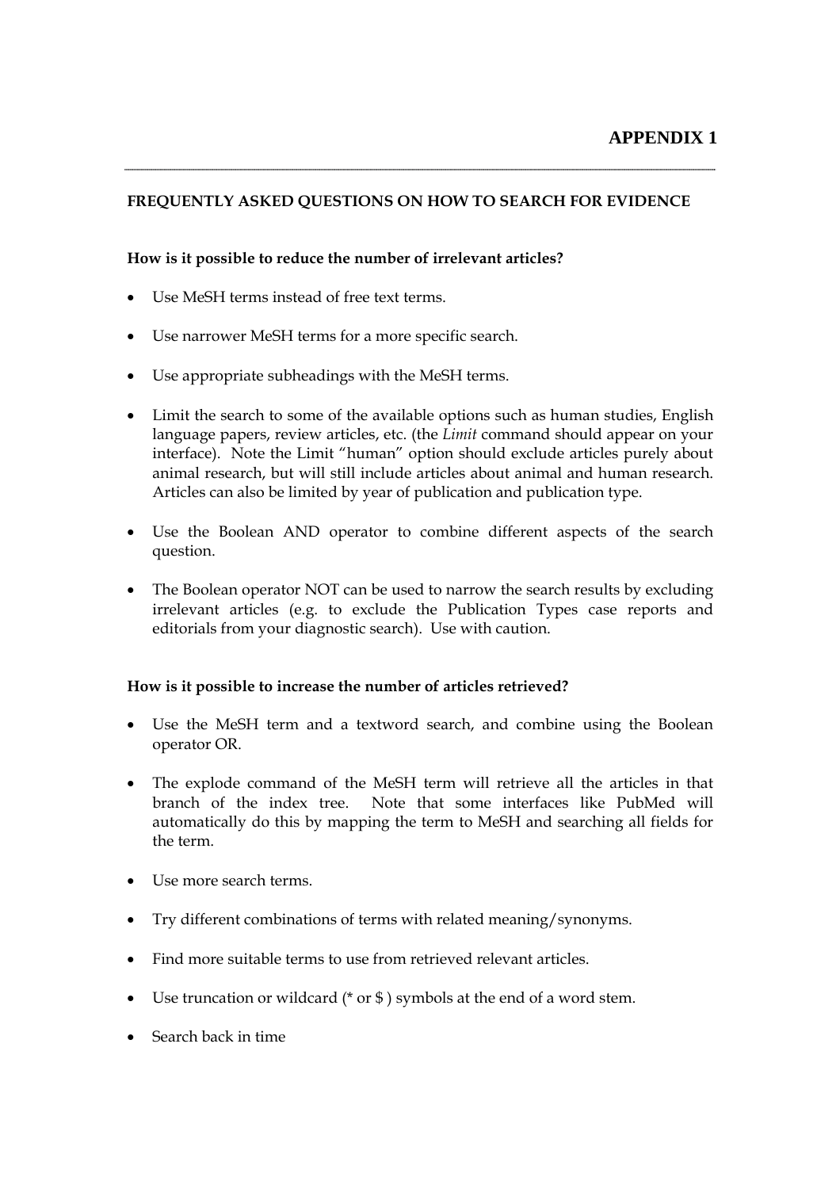# APPENDIX 1

## FREQUENTLY ASKED QUESTIONS ON HOW TO SEARCH FOR EVIDENCE

**How is it possible to reduce the number of irrelevant articles?**

- Use MeSH terms instead of free text terms.
- Use narrower MeSH terms for a more specific search.
- Use appropriate subheadings with the MeSH terms.
- Limit the search to some of the available options such as human studies, English language papers, review articles, etc. (the *Limit* command should appear on your interface). Note the Limit "human" option should exclude articles purely about animal research, but will still include articles about animal and human research. Articles can also be limited by year of publication and publication type.
- Use the Boolean AND operator to combine different aspects of the search question.
- The Boolean operator NOT can be used to narrow the search results by excluding irrelevant articles (e.g. to exclude the Publication Types case reports and editorials from your diagnostic search). Use with caution.

**How is it possible to increase the number of articles retrieved?**

- Use the MeSH term and a textword search, and combine using the Boolean operator OR.
- The explode command of the MeSH term will retrieve all the articles in that branch of the index tree. Note that some interfaces like PubMed will automatically do this by mapping the term to MeSH and searching all fields for the term.
- Use more search terms.
- Try different combinations of terms with related meaning/synonyms.
- Find more suitable terms to use from retrieved relevant articles.
- Use truncation or wildcard (* or $ ) symbols at the end of a word stem.
- Search back in time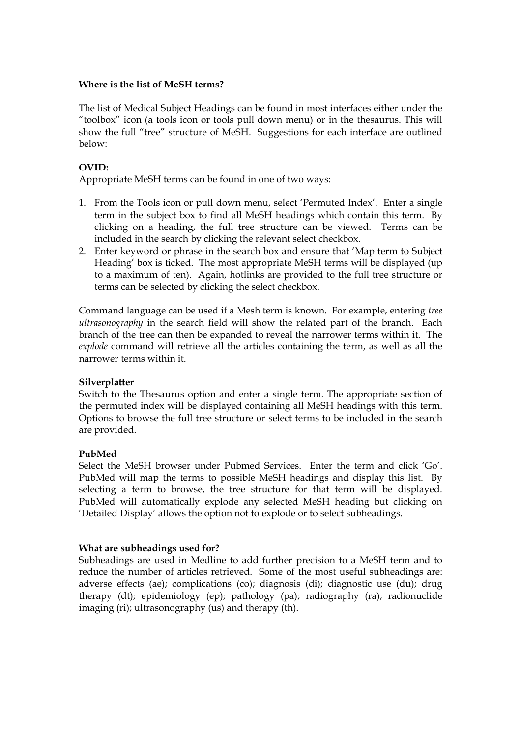**Where is the list of MeSH terms?**

The list of Medical Subject Headings can be found in most interfaces either under the "toolbox" icon (a tools icon or tools pull down menu) or in the thesaurus. This will show the full "tree" structure of MeSH. Suggestions for each interface are outlined below:

**OVID:**
Appropriate MeSH terms can be found in one of two ways:

1. From the Tools icon or pull down menu, select 'Permuted Index'. Enter a single term in the subject box to find all MeSH headings which contain this term. By clicking on a heading, the full tree structure can be viewed. Terms can be included in the search by clicking the relevant select checkbox.
2. Enter keyword or phrase in the search box and ensure that 'Map term to Subject Heading' box is ticked. The most appropriate MeSH terms will be displayed (up to a maximum of ten). Again, hotlinks are provided to the full tree structure or terms can be selected by clicking the select checkbox.

Command language can be used if a Mesh term is known. For example, entering *tree ultrasonography* in the search field will show the related part of the branch. Each branch of the tree can then be expanded to reveal the narrower terms within it. The *explode* command will retrieve all the articles containing the term, as well as all the narrower terms within it.

**Silverplatter**
Switch to the Thesaurus option and enter a single term. The appropriate section of the permuted index will be displayed containing all MeSH headings with this term. Options to browse the full tree structure or select terms to be included in the search are provided.

**PubMed**
Select the MeSH browser under Pubmed Services. Enter the term and click 'Go'. PubMed will map the terms to possible MeSH headings and display this list. By selecting a term to browse, the tree structure for that term will be displayed. PubMed will automatically explode any selected MeSH heading but clicking on 'Detailed Display' allows the option not to explode or to select subheadings.

**What are subheadings used for?**
Subheadings are used in Medline to add further precision to a MeSH term and to reduce the number of articles retrieved. Some of the most useful subheadings are: adverse effects (ae); complications (co); diagnosis (di); diagnostic use (du); drug therapy (dt); epidemiology (ep); pathology (pa); radiography (ra); radionuclide imaging (ri); ultrasonography (us) and therapy (th).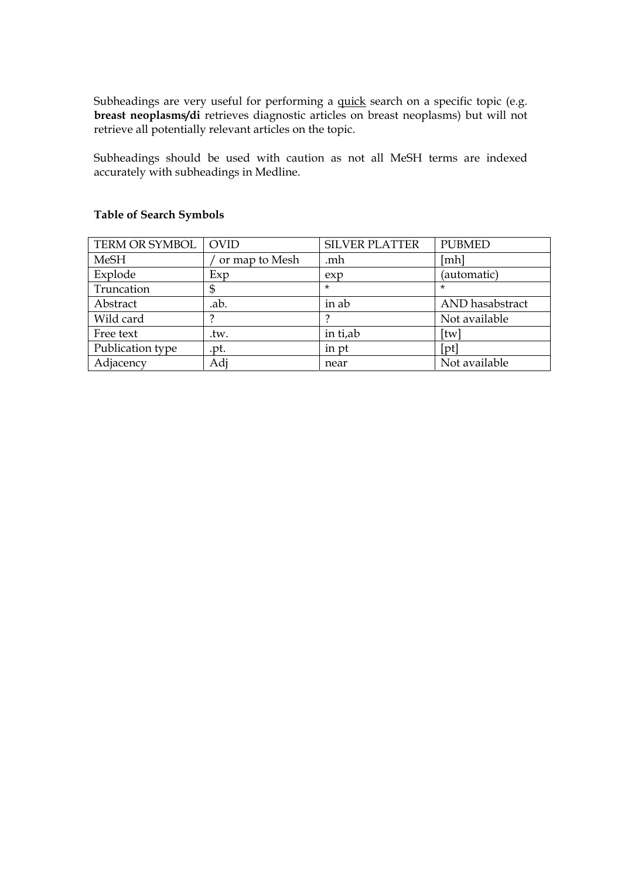Subheadings are very useful for performing a quick search on a specific topic (e.g. **breast neoplasms/di** retrieves diagnostic articles on breast neoplasms) but will not retrieve all potentially relevant articles on the topic.

Subheadings should be used with caution as not all MeSH terms are indexed accurately with subheadings in Medline.

**Table of Search Symbols**

| TERM OR SYMBOL | OVID | SILVER PLATTER | PUBMED |
|---|---|---|---|
| MeSH | / or map to Mesh | .mh | [mh] |
| Explode | Exp | exp | (automatic) |
| Truncation | $ | * | * |
| Abstract | .ab. | in ab | AND hasabstract |
| Wild card | ? | ? | Not available |
| Free text | .tw. | in ti,ab | [tw] |
| Publication type | .pt. | in pt | [pt] |
| Adjacency | Adj | near | Not available |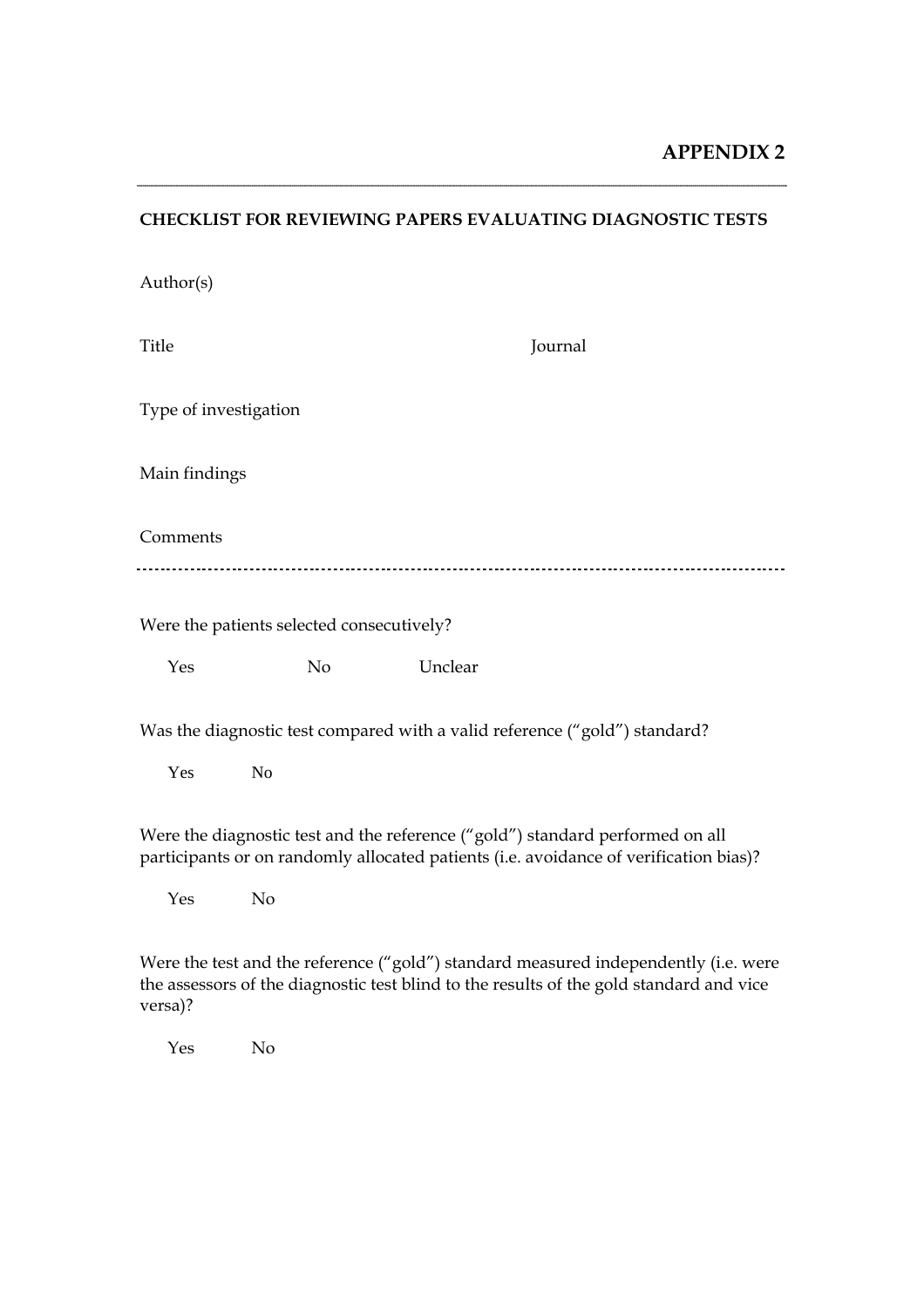# APPENDIX 2

---

**CHECKLIST FOR REVIEWING PAPERS EVALUATING DIAGNOSTIC TESTS**

Author(s)

Title Journal

Type of investigation

Main findings

Comments

---

Were the patients selected consecutively?

Yes No Unclear

Was the diagnostic test compared with a valid reference ("gold") standard?

Yes No

Were the diagnostic test and the reference ("gold") standard performed on all participants or on randomly allocated patients (i.e. avoidance of verification bias)?

Yes No

Were the test and the reference ("gold") standard measured independently (i.e. were the assessors of the diagnostic test blind to the results of the gold standard and vice versa)?

Yes No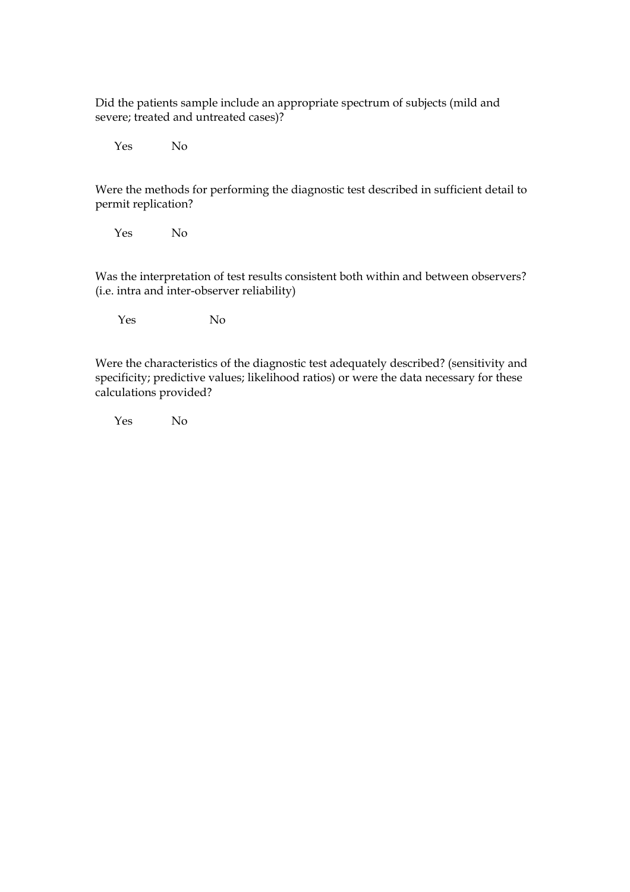Did the patients sample include an appropriate spectrum of subjects (mild and severe; treated and untreated cases)?

Yes No

Were the methods for performing the diagnostic test described in sufficient detail to permit replication?

Yes No

Was the interpretation of test results consistent both within and between observers? (i.e. intra and inter-observer reliability)

Yes No

Were the characteristics of the diagnostic test adequately described? (sensitivity and specificity; predictive values; likelihood ratios) or were the data necessary for these calculations provided?

Yes No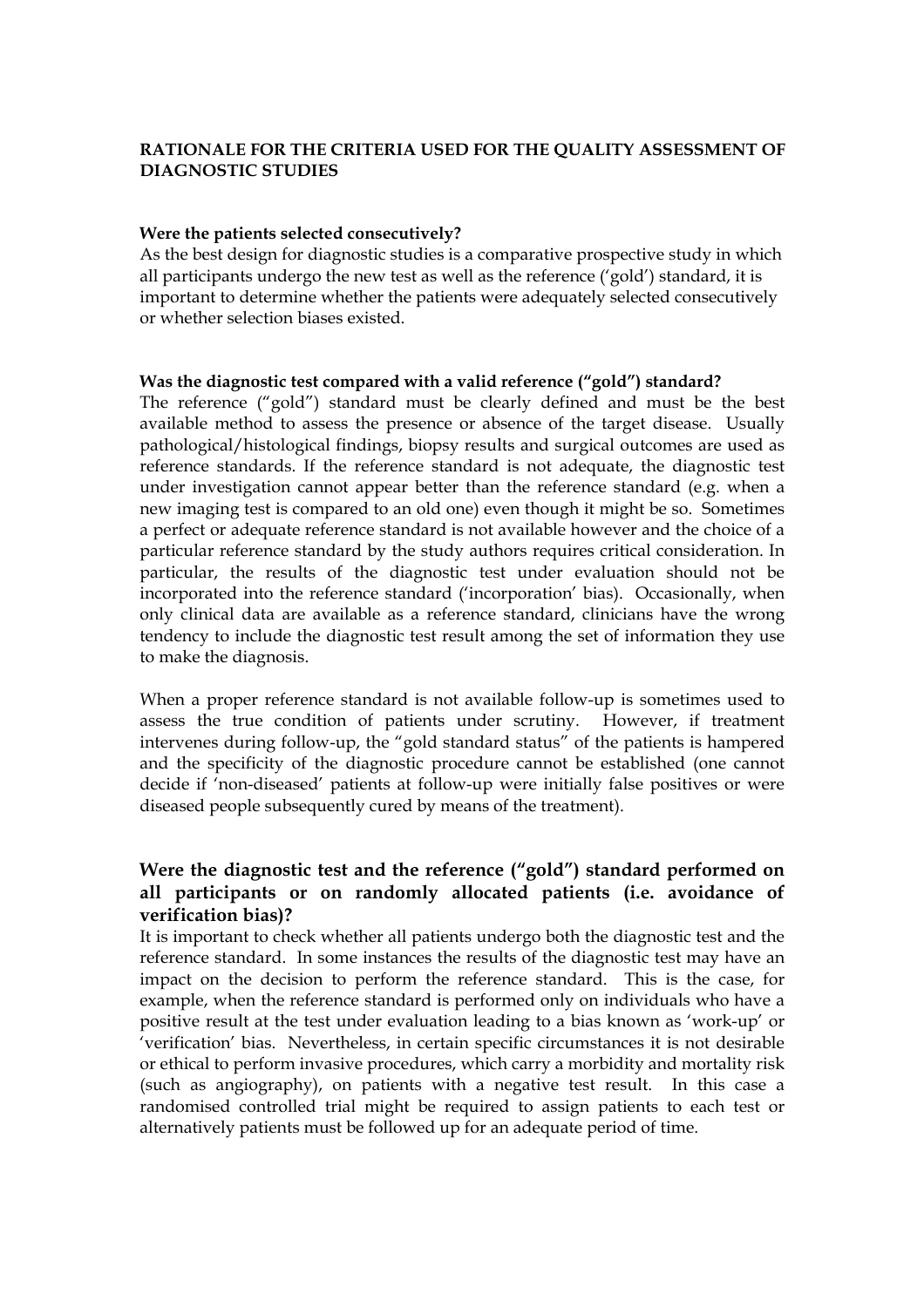## RATIONALE FOR THE CRITERIA USED FOR THE QUALITY ASSESSMENT OF DIAGNOSTIC STUDIES

### Were the patients selected consecutively?

As the best design for diagnostic studies is a comparative prospective study in which all participants undergo the new test as well as the reference ('gold') standard, it is important to determine whether the patients were adequately selected consecutively or whether selection biases existed.

### Was the diagnostic test compared with a valid reference ("gold") standard?

The reference ("gold") standard must be clearly defined and must be the best available method to assess the presence or absence of the target disease. Usually pathological/histological findings, biopsy results and surgical outcomes are used as reference standards. If the reference standard is not adequate, the diagnostic test under investigation cannot appear better than the reference standard (e.g. when a new imaging test is compared to an old one) even though it might be so. Sometimes a perfect or adequate reference standard is not available however and the choice of a particular reference standard by the study authors requires critical consideration. In particular, the results of the diagnostic test under evaluation should not be incorporated into the reference standard ('incorporation' bias). Occasionally, when only clinical data are available as a reference standard, clinicians have the wrong tendency to include the diagnostic test result among the set of information they use to make the diagnosis.

When a proper reference standard is not available follow-up is sometimes used to assess the true condition of patients under scrutiny. However, if treatment intervenes during follow-up, the "gold standard status" of the patients is hampered and the specificity of the diagnostic procedure cannot be established (one cannot decide if 'non-diseased' patients at follow-up were initially false positives or were diseased people subsequently cured by means of the treatment).

### Were the diagnostic test and the reference ("gold") standard performed on all participants or on randomly allocated patients (i.e. avoidance of verification bias)?

It is important to check whether all patients undergo both the diagnostic test and the reference standard. In some instances the results of the diagnostic test may have an impact on the decision to perform the reference standard. This is the case, for example, when the reference standard is performed only on individuals who have a positive result at the test under evaluation leading to a bias known as 'work-up' or 'verification' bias. Nevertheless, in certain specific circumstances it is not desirable or ethical to perform invasive procedures, which carry a morbidity and mortality risk (such as angiography), on patients with a negative test result. In this case a randomised controlled trial might be required to assign patients to each test or alternatively patients must be followed up for an adequate period of time.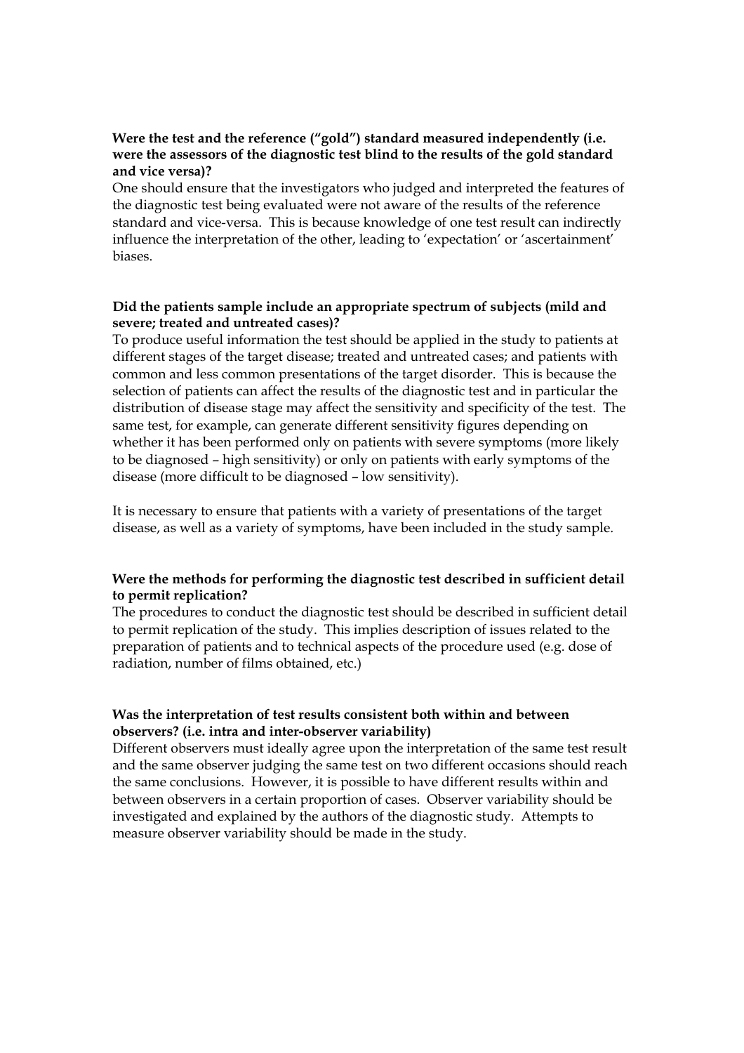**Were the test and the reference ("gold") standard measured independently (i.e. were the assessors of the diagnostic test blind to the results of the gold standard and vice versa)?**

One should ensure that the investigators who judged and interpreted the features of the diagnostic test being evaluated were not aware of the results of the reference standard and vice-versa. This is because knowledge of one test result can indirectly influence the interpretation of the other, leading to 'expectation' or 'ascertainment' biases.

**Did the patients sample include an appropriate spectrum of subjects (mild and severe; treated and untreated cases)?**

To produce useful information the test should be applied in the study to patients at different stages of the target disease; treated and untreated cases; and patients with common and less common presentations of the target disorder. This is because the selection of patients can affect the results of the diagnostic test and in particular the distribution of disease stage may affect the sensitivity and specificity of the test. The same test, for example, can generate different sensitivity figures depending on whether it has been performed only on patients with severe symptoms (more likely to be diagnosed – high sensitivity) or only on patients with early symptoms of the disease (more difficult to be diagnosed – low sensitivity).

It is necessary to ensure that patients with a variety of presentations of the target disease, as well as a variety of symptoms, have been included in the study sample.

**Were the methods for performing the diagnostic test described in sufficient detail to permit replication?**

The procedures to conduct the diagnostic test should be described in sufficient detail to permit replication of the study. This implies description of issues related to the preparation of patients and to technical aspects of the procedure used (e.g. dose of radiation, number of films obtained, etc.)

**Was the interpretation of test results consistent both within and between observers? (i.e. intra and inter-observer variability)**

Different observers must ideally agree upon the interpretation of the same test result and the same observer judging the same test on two different occasions should reach the same conclusions. However, it is possible to have different results within and between observers in a certain proportion of cases. Observer variability should be investigated and explained by the authors of the diagnostic study. Attempts to measure observer variability should be made in the study.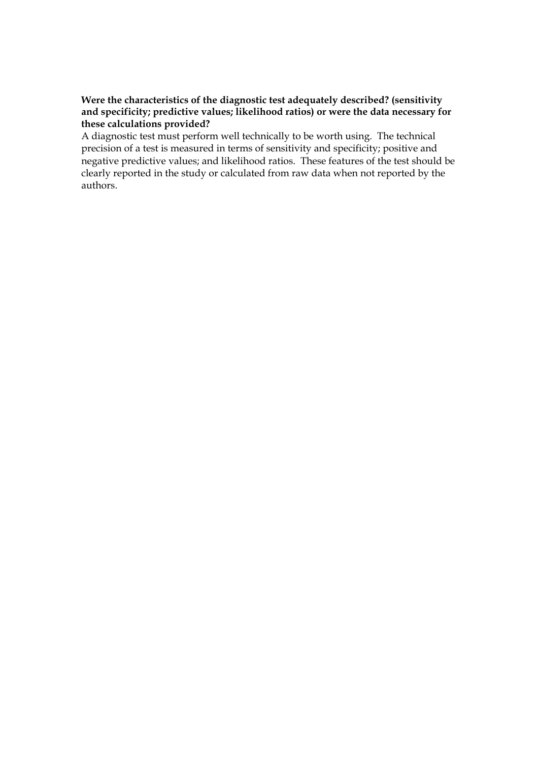**Were the characteristics of the diagnostic test adequately described? (sensitivity and specificity; predictive values; likelihood ratios) or were the data necessary for these calculations provided?**

A diagnostic test must perform well technically to be worth using. The technical precision of a test is measured in terms of sensitivity and specificity; positive and negative predictive values; and likelihood ratios. These features of the test should be clearly reported in the study or calculated from raw data when not reported by the authors.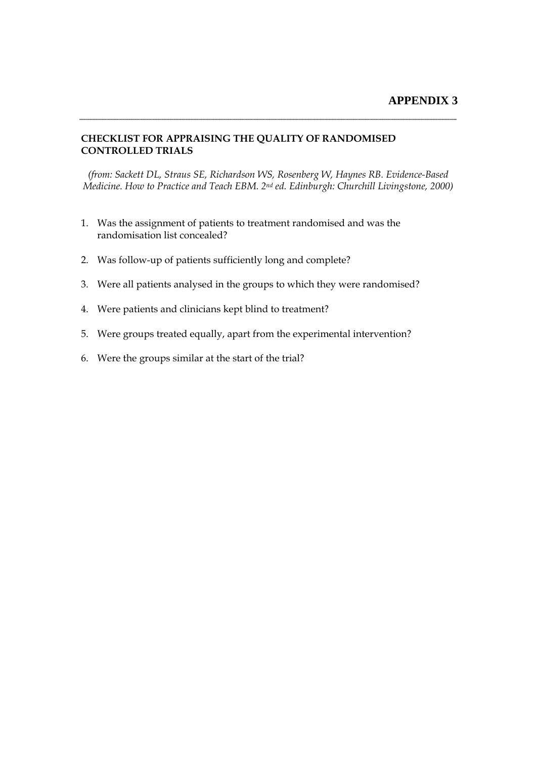# APPENDIX 3

---

## CHECKLIST FOR APPRAISING THE QUALITY OF RANDOMISED CONTROLLED TRIALS

*(from: Sackett DL, Straus SE, Richardson WS, Rosenberg W, Haynes RB. Evidence-Based Medicine. How to Practice and Teach EBM. 2nd ed. Edinburgh: Churchill Livingstone, 2000)*

1. Was the assignment of patients to treatment randomised and was the randomisation list concealed?
2. Was follow-up of patients sufficiently long and complete?
3. Were all patients analysed in the groups to which they were randomised?
4. Were patients and clinicians kept blind to treatment?
5. Were groups treated equally, apart from the experimental intervention?
6. Were the groups similar at the start of the trial?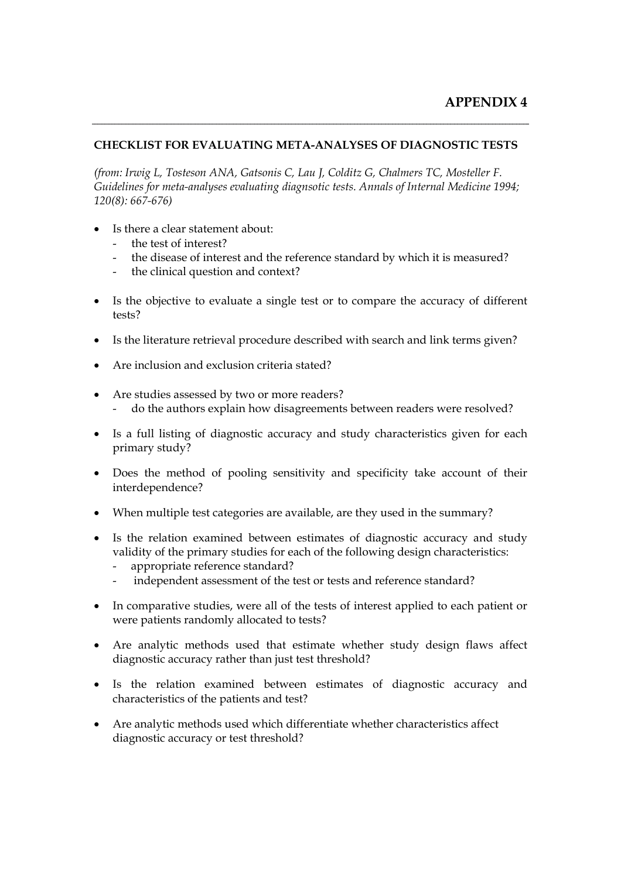# APPENDIX 4

---

**CHECKLIST FOR EVALUATING META-ANALYSES OF DIAGNOSTIC TESTS**

*(from: Irwig L, Tosteson ANA, Gatsonis C, Lau J, Colditz G, Chalmers TC, Mosteller F. Guidelines for meta-analyses evaluating diagnsotic tests. Annals of Internal Medicine 1994; 120(8): 667-676)*

- Is there a clear statement about:
  - the test of interest?
  - the disease of interest and the reference standard by which it is measured?
  - the clinical question and context?
- Is the objective to evaluate a single test or to compare the accuracy of different tests?
- Is the literature retrieval procedure described with search and link terms given?
- Are inclusion and exclusion criteria stated?
- Are studies assessed by two or more readers?
  - do the authors explain how disagreements between readers were resolved?
- Is a full listing of diagnostic accuracy and study characteristics given for each primary study?
- Does the method of pooling sensitivity and specificity take account of their interdependence?
- When multiple test categories are available, are they used in the summary?
- Is the relation examined between estimates of diagnostic accuracy and study validity of the primary studies for each of the following design characteristics:
  - appropriate reference standard?
  - independent assessment of the test or tests and reference standard?
- In comparative studies, were all of the tests of interest applied to each patient or were patients randomly allocated to tests?
- Are analytic methods used that estimate whether study design flaws affect diagnostic accuracy rather than just test threshold?
- Is the relation examined between estimates of diagnostic accuracy and characteristics of the patients and test?
- Are analytic methods used which differentiate whether characteristics affect diagnostic accuracy or test threshold?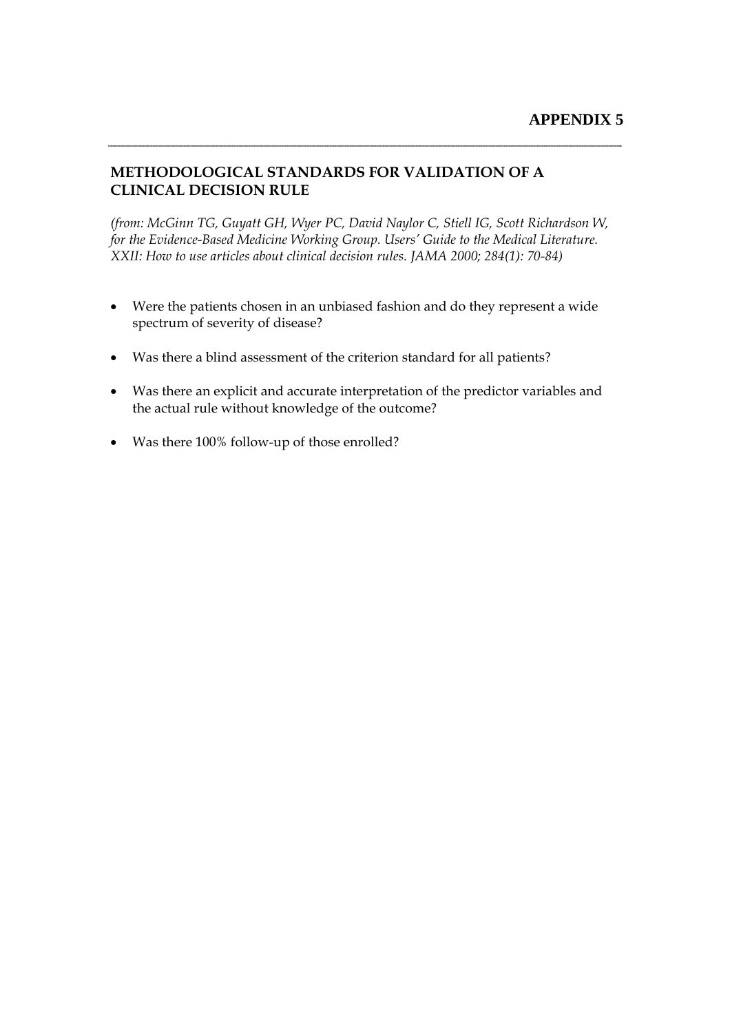# APPENDIX 5

## METHODOLOGICAL STANDARDS FOR VALIDATION OF A CLINICAL DECISION RULE

*(from: McGinn TG, Guyatt GH, Wyer PC, David Naylor C, Stiell IG, Scott Richardson W, for the Evidence-Based Medicine Working Group. Users' Guide to the Medical Literature. XXII: How to use articles about clinical decision rules. JAMA 2000; 284(1): 70-84)*

- Were the patients chosen in an unbiased fashion and do they represent a wide spectrum of severity of disease?
- Was there a blind assessment of the criterion standard for all patients?
- Was there an explicit and accurate interpretation of the predictor variables and the actual rule without knowledge of the outcome?
- Was there 100% follow-up of those enrolled?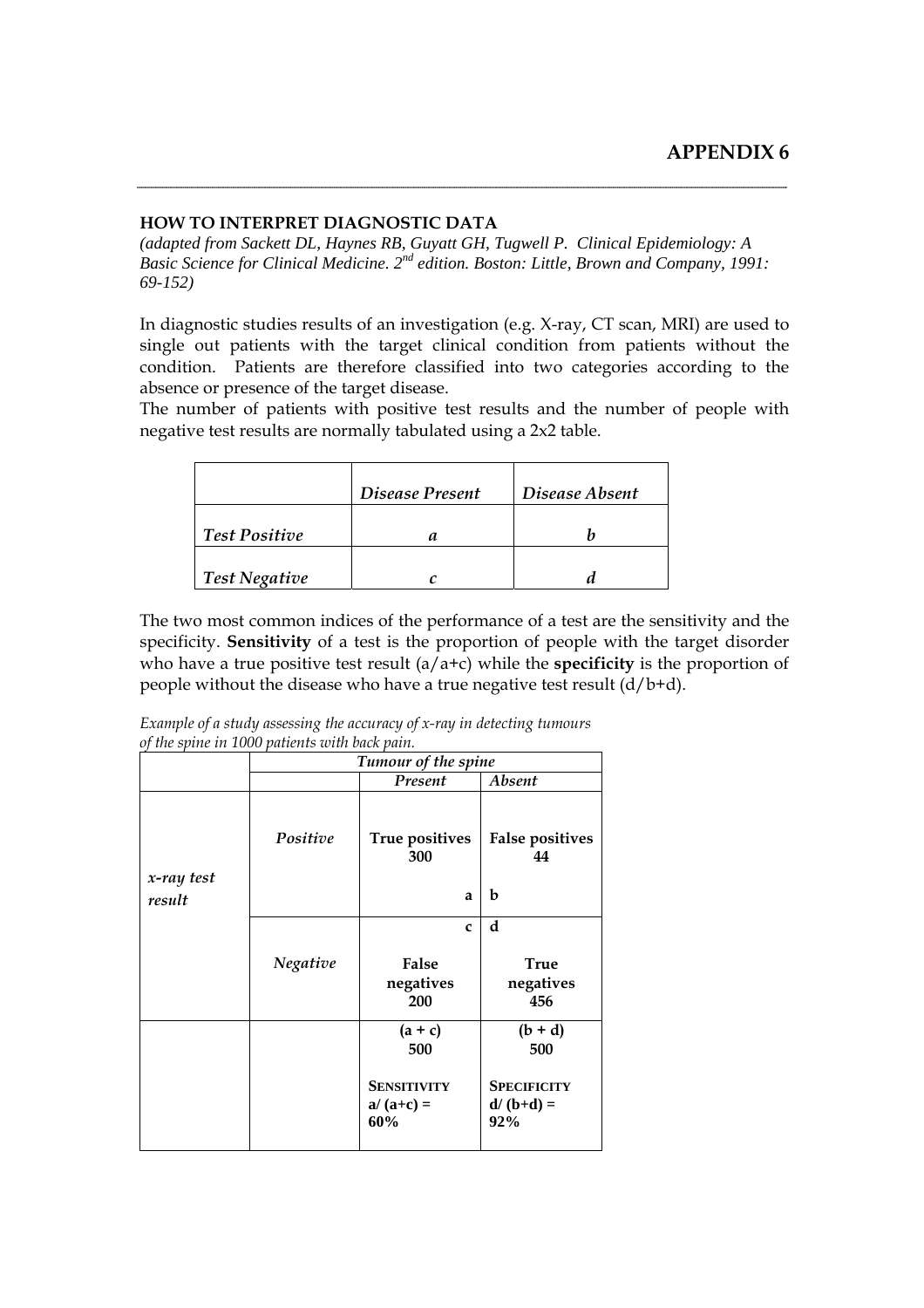# APPENDIX 6

---

## HOW TO INTERPRET DIAGNOSTIC DATA

*(adapted from Sackett DL, Haynes RB, Guyatt GH, Tugwell P. Clinical Epidemiology: A Basic Science for Clinical Medicine. 2nd edition. Boston: Little, Brown and Company, 1991: 69-152)*

In diagnostic studies results of an investigation (e.g. X-ray, CT scan, MRI) are used to single out patients with the target clinical condition from patients without the condition. Patients are therefore classified into two categories according to the absence or presence of the target disease.

The number of patients with positive test results and the number of people with negative test results are normally tabulated using a 2x2 table.

| | *Disease Present* | *Disease Absent* |
|---|---|---|
| *Test Positive* | *a* | *b* |
| *Test Negative* | *c* | *d* |

The two most common indices of the performance of a test are the sensitivity and the specificity. **Sensitivity** of a test is the proportion of people with the target disorder who have a true positive test result (a/a+c) while the **specificity** is the proportion of people without the disease who have a true negative test result (d/b+d).

*Example of a study assessing the accuracy of x-ray in detecting tumours of the spine in 1000 patients with back pain.*

| | | *Tumour of the spine* | |
|---|---|---|---|
| | | *Present* | *Absent* |
| *x-ray test result* | *Positive* | **True positives 300** **a** | **False positives 44** **b** |
| | *Negative* | **c** **False negatives 200** | **d** **True negatives 456** |
| | | **(a + c) 500** **SENSITIVITY a/ (a+c) = 60%** | **(b + d) 500** **SPECIFICITY d/ (b+d) = 92%** |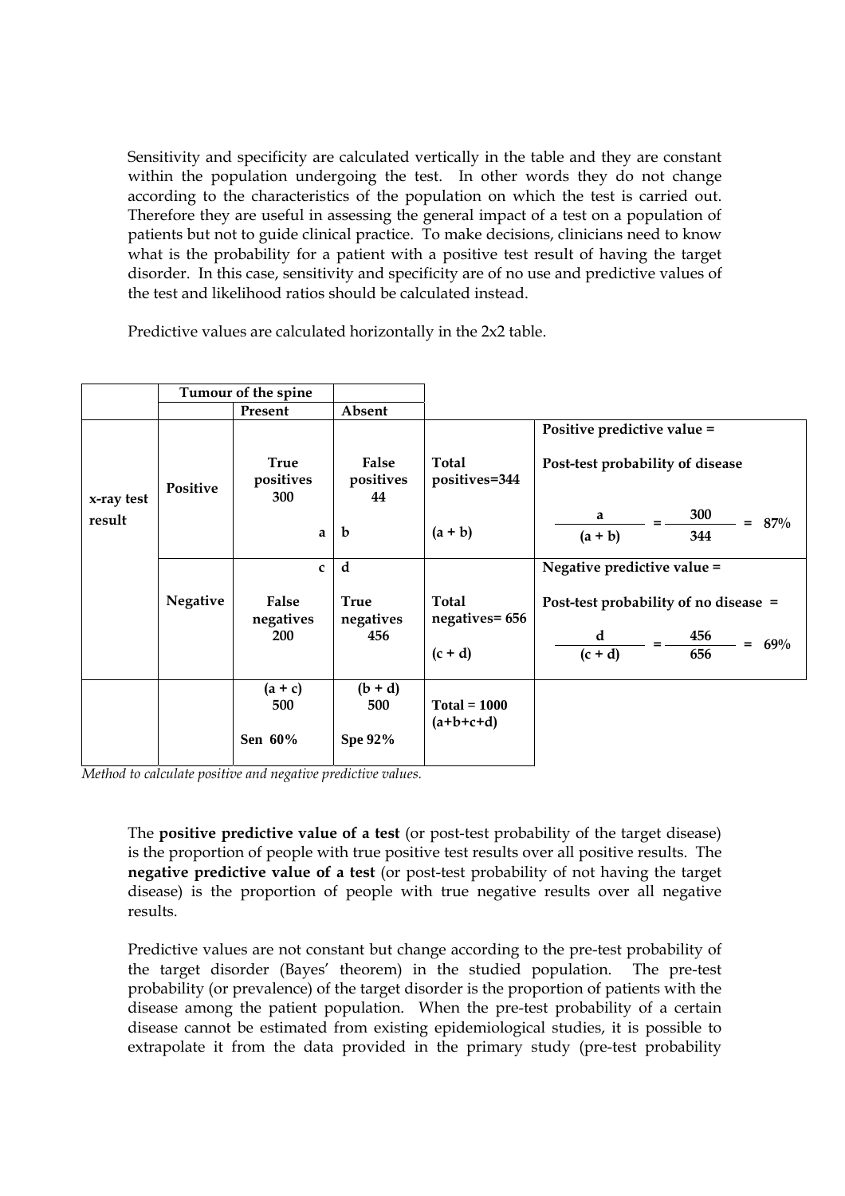Sensitivity and specificity are calculated vertically in the table and they are constant within the population undergoing the test. In other words they do not change according to the characteristics of the population on which the test is carried out. Therefore they are useful in assessing the general impact of a test on a population of patients but not to guide clinical practice. To make decisions, clinicians need to know what is the probability for a patient with a positive test result of having the target disorder. In this case, sensitivity and specificity are of no use and predictive values of the test and likelihood ratios should be calculated instead.

Predictive values are calculated horizontally in the 2x2 table.

| | | Tumour of the spine | | | |
|---|---|---|---|---|---|
| | | **Present** | **Absent** | | |
| **x-ray test result** | **Positive** | **True positives 300** **a** | **False positives 44** **b** | **Total positives=344** **(a + b)** | **Positive predictive value = Post-test probability of disease** $\frac{a}{(a+b)} = \frac{300}{344} = 87\%$ |
| | **Negative** | **c** **False negatives 200** | **d** **True negatives 456** | **Total negatives= 656** **(c + d)** | **Negative predictive value = Post-test probability of no disease =** $\frac{d}{(c+d)} = \frac{456}{656} = 69\%$ |
| | | **(a + c) 500** **Sen 60%** | **(b + d) 500** **Spe 92%** | **Total = 1000 (a+b+c+d)** | |

*Method to calculate positive and negative predictive values.*

The **positive predictive value of a test** (or post-test probability of the target disease) is the proportion of people with true positive test results over all positive results. The **negative predictive value of a test** (or post-test probability of not having the target disease) is the proportion of people with true negative results over all negative results.

Predictive values are not constant but change according to the pre-test probability of the target disorder (Bayes' theorem) in the studied population. The pre-test probability (or prevalence) of the target disorder is the proportion of patients with the disease among the patient population. When the pre-test probability of a certain disease cannot be estimated from existing epidemiological studies, it is possible to extrapolate it from the data provided in the primary study (pre-test probability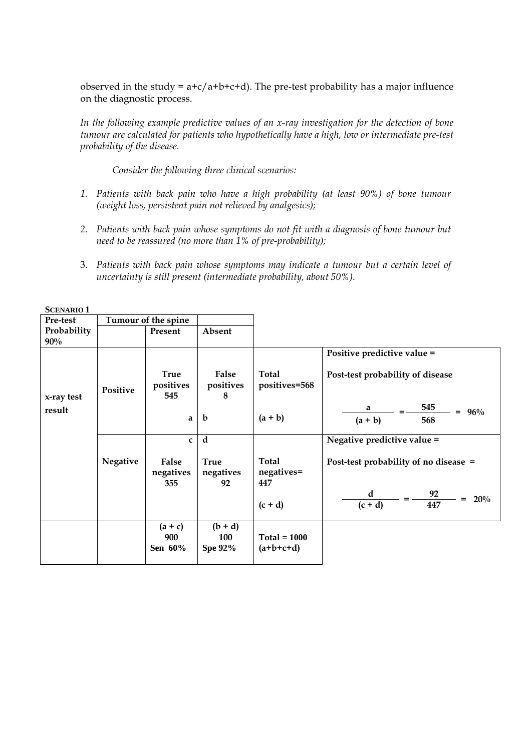observed in the study = a+c/a+b+c+d). The pre-test probability has a major influence on the diagnostic process.

*In the following example predictive values of an x-ray investigation for the detection of bone tumour are calculated for patients who hypothetically have a high, low or intermediate pre-test probability of the disease.*

*Consider the following three clinical scenarios:*

1. *Patients with back pain who have a high probability (at least 90%) of bone tumour (weight loss, persistent pain not relieved by analgesics);*
2. *Patients with back pain whose symptoms do not fit with a diagnosis of bone tumour but need to be reassured (no more than 1% of pre-probability);*
3. *Patients with back pain whose symptoms may indicate a tumour but a certain level of uncertainty is still present (intermediate probability, about 50%).*

**SCENARIO 1**

| **Pre-test Probability 90%** | **Tumour of the spine** | | | | |
|---|---|---|---|---|---|
| | | **Present** | **Absent** | | |
| **x-ray test result** | **Positive** | **True positives 545** a | **False positives 8** b | **Total positives=568** **(a + b)** | **Positive predictive value = Post-test probability of disease** $\frac{a}{(a+b)} = \frac{545}{568} = 96\%$ |
| | **Negative** | c **False negatives 355** | d **True negatives 92** | **Total negatives= 447** **(c + d)** | **Negative predictive value = Post-test probability of no disease =** $\frac{d}{(c+d)} = \frac{92}{447} = 20\%$ |
| | | **(a + c) 900 Sen 60%** | **(b + d) 100 Spe 92%** | **Total = 1000 (a+b+c+d)** | |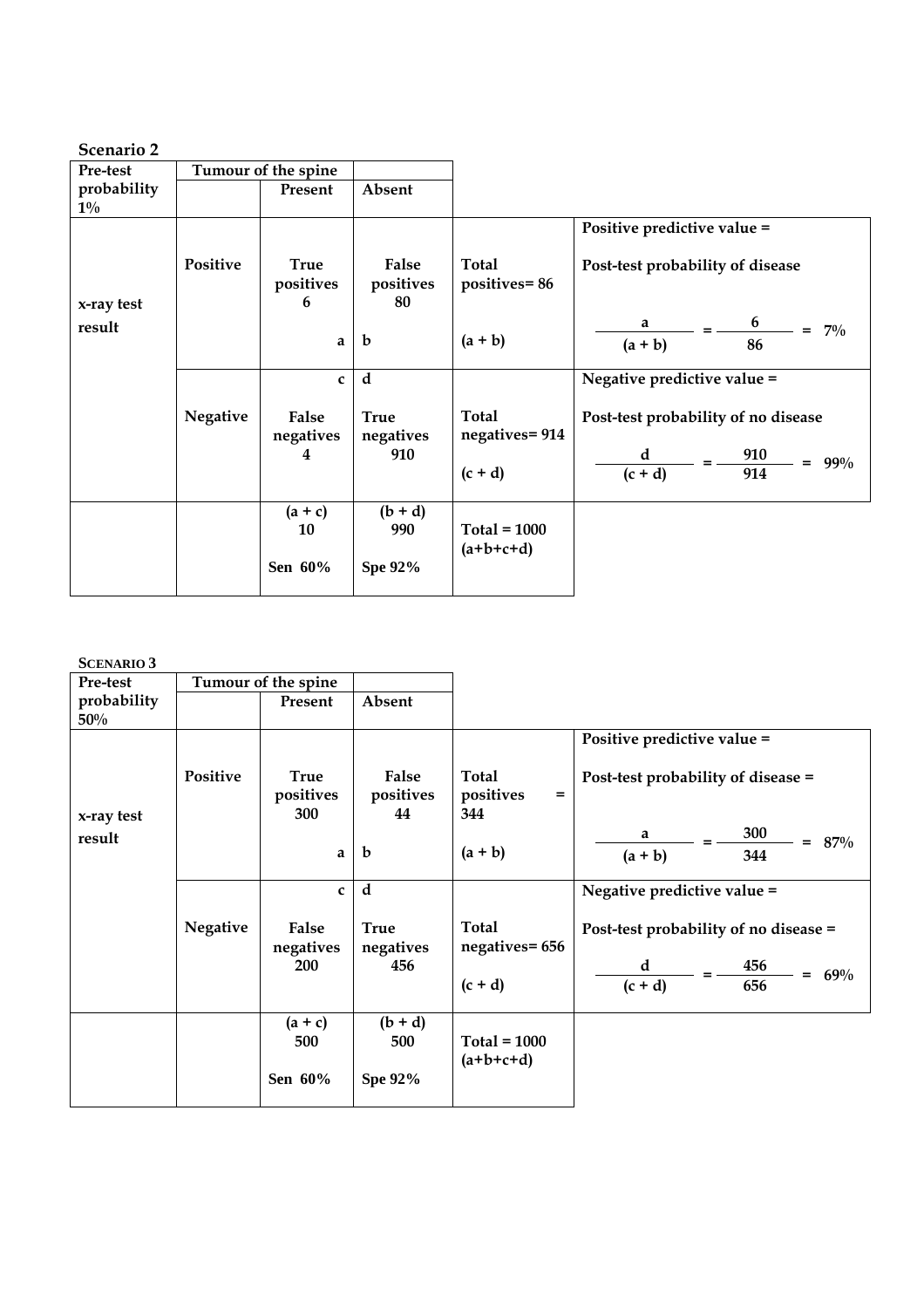**Scenario 2**

| Pre-test probability 1% | | Tumour of the spine | | | |
|---|---|---|---|---|---|
| | | Present | Absent | | |
| x-ray test result | Positive | True positives 6<br><br>a | False positives 80<br><br>b | Total positives= 86<br><br>(a + b) | Positive predictive value =<br><br>Post-test probability of disease<br><br>$\frac{a}{(a+b)} = \frac{6}{86} = 7\%$ |
| | Negative | c<br><br>False negatives 4 | d<br><br>True negatives 910 | Total negatives= 914<br><br>(c + d) | Negative predictive value =<br><br>Post-test probability of no disease<br><br>$\frac{d}{(c+d)} = \frac{910}{914} = 99\%$ |
| | | (a + c) 10<br><br>Sen 60% | (b + d) 990<br><br>Spe 92% | Total = 1000 (a+b+c+d) | |

**SCENARIO 3**

| Pre-test probability 50% | | Tumour of the spine | | | |
|---|---|---|---|---|---|
| | | Present | Absent | | |
| x-ray test result | Positive | True positives 300<br><br>a | False positives 44<br><br>b | Total positives = 344<br><br>(a + b) | Positive predictive value =<br><br>Post-test probability of disease =<br><br>$\frac{a}{(a+b)} = \frac{300}{344} = 87\%$ |
| | Negative | c<br><br>False negatives 200 | d<br><br>True negatives 456 | Total negatives= 656<br><br>(c + d) | Negative predictive value =<br><br>Post-test probability of no disease =<br><br>$\frac{d}{(c+d)} = \frac{456}{656} = 69\%$ |
| | | (a + c) 500<br><br>Sen 60% | (b + d) 500<br><br>Spe 92% | Total = 1000 (a+b+c+d) | |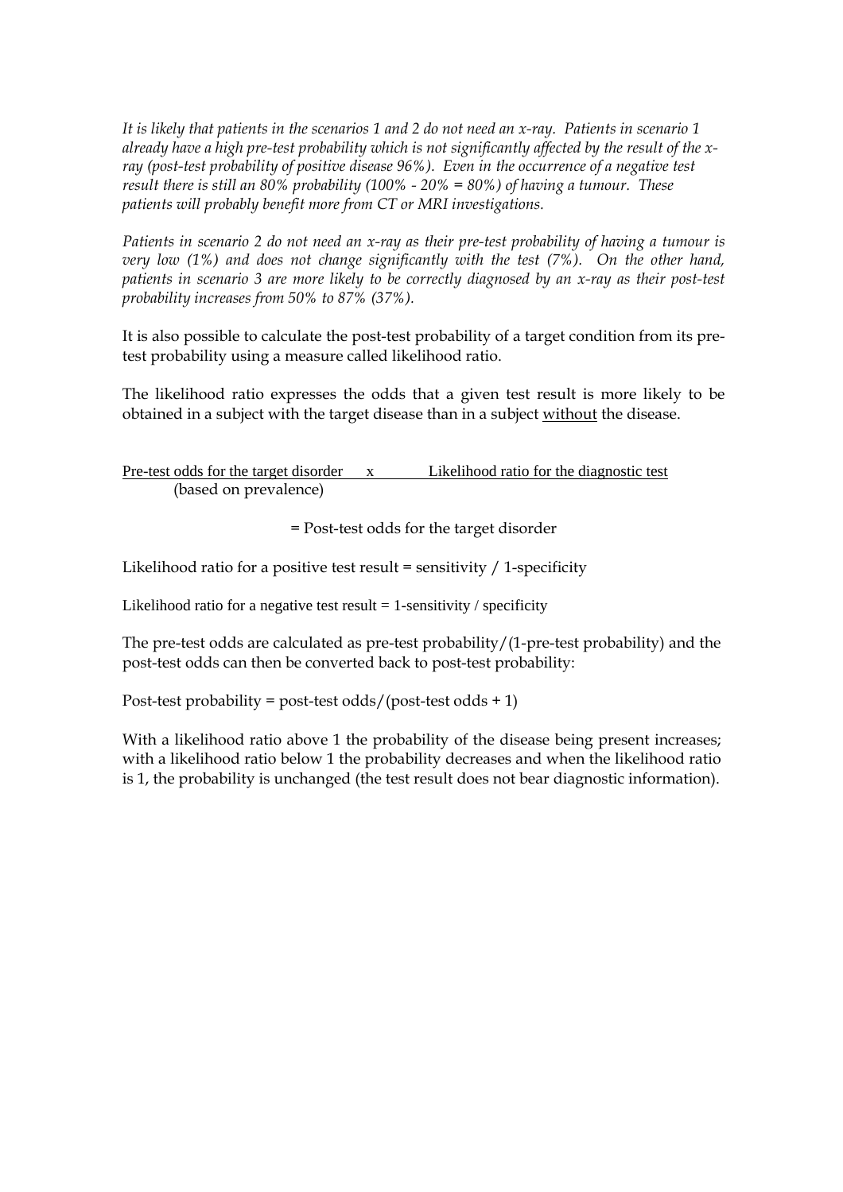*It is likely that patients in the scenarios 1 and 2 do not need an x-ray. Patients in scenario 1 already have a high pre-test probability which is not significantly affected by the result of the x-ray (post-test probability of positive disease 96%). Even in the occurrence of a negative test result there is still an 80% probability (100% - 20% = 80%) of having a tumour. These patients will probably benefit more from CT or MRI investigations.*

*Patients in scenario 2 do not need an x-ray as their pre-test probability of having a tumour is very low (1%) and does not change significantly with the test (7%). On the other hand, patients in scenario 3 are more likely to be correctly diagnosed by an x-ray as their post-test probability increases from 50% to 87% (37%).*

It is also possible to calculate the post-test probability of a target condition from its pre-test probability using a measure called likelihood ratio.

The likelihood ratio expresses the odds that a given test result is more likely to be obtained in a subject with the target disease than in a subject <u>without</u> the disease.

<u>Pre-test odds for the target disorder</u> x <u>Likelihood ratio for the diagnostic test</u>
(based on prevalence)

= Post-test odds for the target disorder

Likelihood ratio for a positive test result = sensitivity / 1-specificity

Likelihood ratio for a negative test result = 1-sensitivity / specificity

The pre-test odds are calculated as pre-test probability/(1-pre-test probability) and the post-test odds can then be converted back to post-test probability:

Post-test probability = post-test odds/(post-test odds + 1)

With a likelihood ratio above 1 the probability of the disease being present increases; with a likelihood ratio below 1 the probability decreases and when the likelihood ratio is 1, the probability is unchanged (the test result does not bear diagnostic information).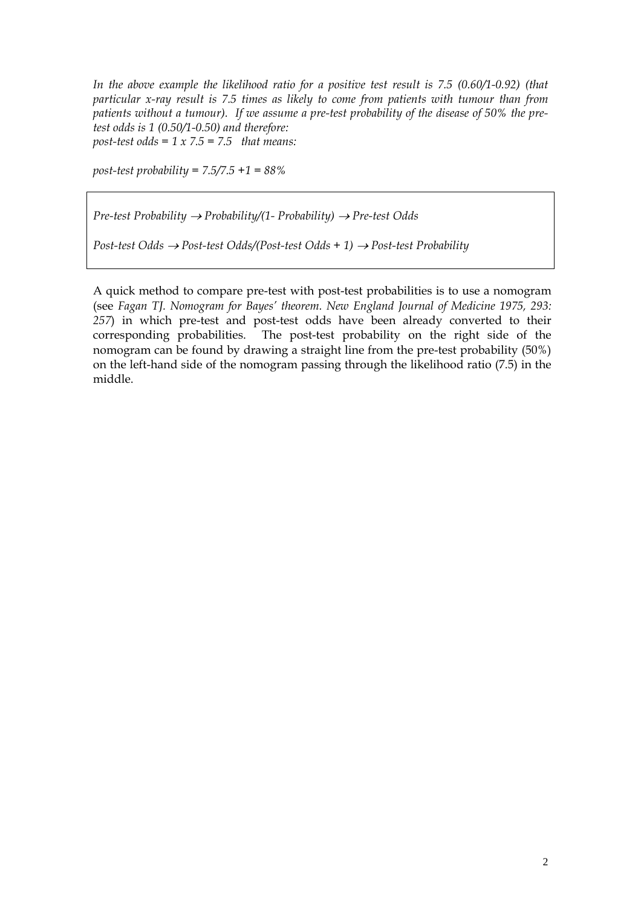*In the above example the likelihood ratio for a positive test result is 7.5 (0.60/1-0.92) (that particular x-ray result is 7.5 times as likely to come from patients with tumour than from patients without a tumour). If we assume a pre-test probability of the disease of 50% the pre-test odds is 1 (0.50/1-0.50) and therefore:*
*post-test odds = 1 x 7.5 = 7.5 that means:*

*post-test probability = 7.5/7.5 +1 = 88%*

*Pre-test Probability → Probability/(1- Probability) → Pre-test Odds*

*Post-test Odds → Post-test Odds/(Post-test Odds + 1) → Post-test Probability*

A quick method to compare pre-test with post-test probabilities is to use a nomogram (see *Fagan TJ. Nomogram for Bayes' theorem. New England Journal of Medicine 1975, 293: 257*) in which pre-test and post-test odds have been already converted to their corresponding probabilities. The post-test probability on the right side of the nomogram can be found by drawing a straight line from the pre-test probability (50%) on the left-hand side of the nomogram passing through the likelihood ratio (7.5) in the middle.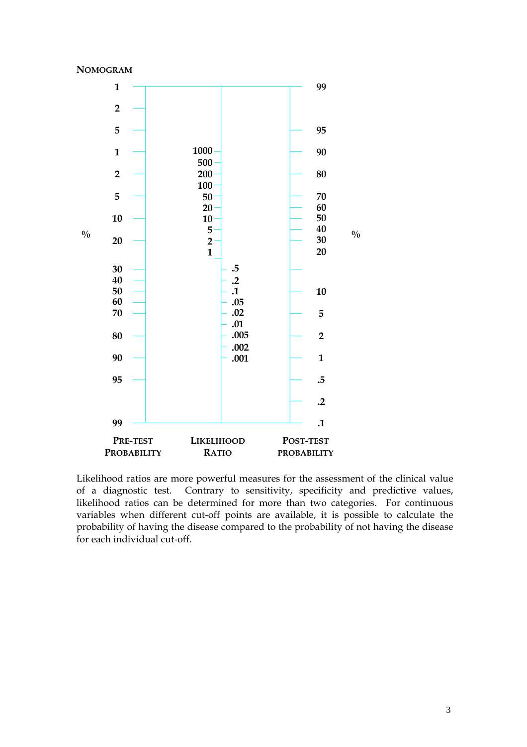**NOMOGRAM**

| Pre-test Probability (%) | Likelihood Ratio | Post-test Probability (%) |
| --- | --- | --- |
| 1 | | 99 |
| 2 | | |
| 5 | | 95 |
| 1 | 1000 | 90 |
| | 500 | |
| 2 | 200 | 80 |
| | 100 | |
| 5 | 50 | 70 |
| | 20 | 60 |
| 10 | 10 | 50 |
| | 5 | 40 |
| 20 | 2 | 30 |
| | 1 | 20 |
| 30 | .5 | |
| 40 | .2 | |
| 50 | .1 | 10 |
| 60 | .05 | |
| 70 | .02 | 5 |
| | .01 | |
| 80 | .005 | 2 |
| | .002 | |
| 90 | .001 | 1 |
| 95 | | .5 |
| | | .2 |
| 99 | | .1 |

Likelihood ratios are more powerful measures for the assessment of the clinical value of a diagnostic test. Contrary to sensitivity, specificity and predictive values, likelihood ratios can be determined for more than two categories. For continuous variables when different cut-off points are available, it is possible to calculate the probability of having the disease compared to the probability of not having the disease for each individual cut-off.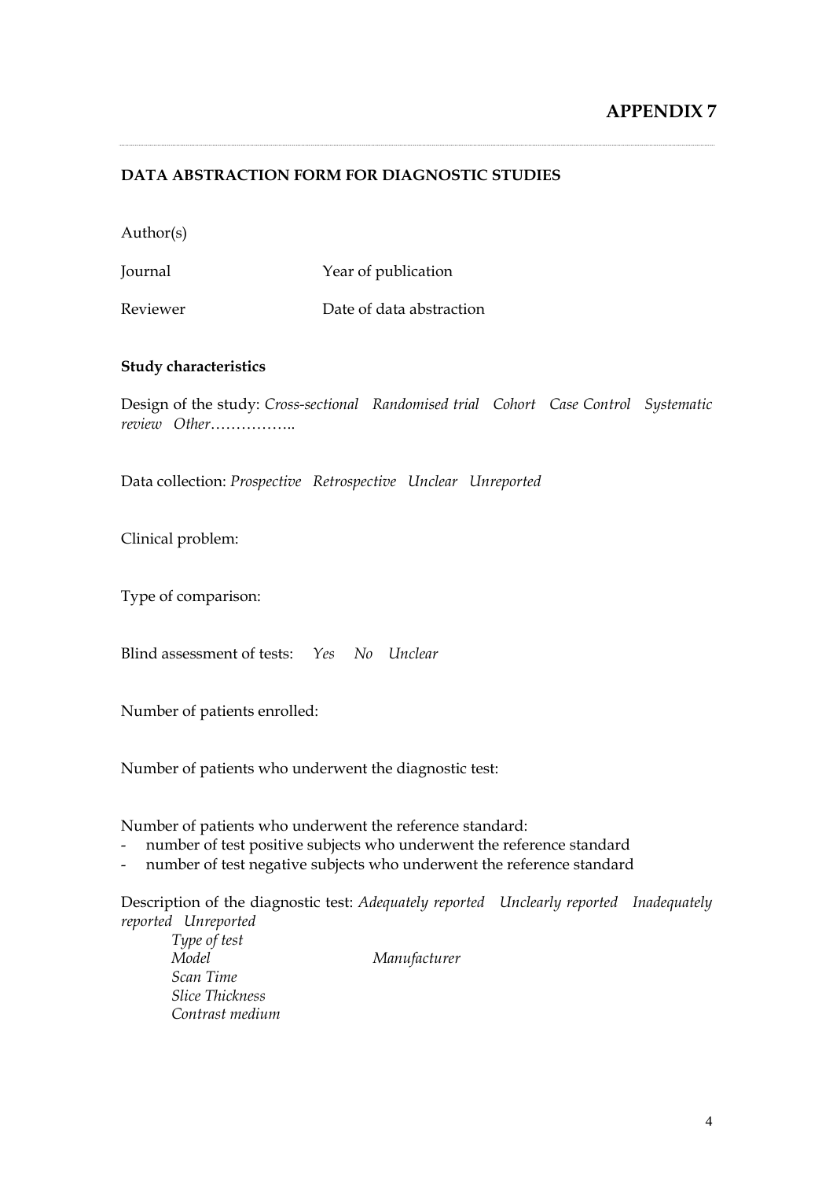# APPENDIX 7

## DATA ABSTRACTION FORM FOR DIAGNOSTIC STUDIES

Author(s)

Journal Year of publication

Reviewer Date of data abstraction

**Study characteristics**

Design of the study: *Cross-sectional Randomised trial Cohort Case Control Systematic review Other……………..*

Data collection: *Prospective Retrospective Unclear Unreported*

Clinical problem:

Type of comparison:

Blind assessment of tests: *Yes No Unclear*

Number of patients enrolled:

Number of patients who underwent the diagnostic test:

Number of patients who underwent the reference standard:

- number of test positive subjects who underwent the reference standard
- number of test negative subjects who underwent the reference standard

Description of the diagnostic test: *Adequately reported Unclearly reported Inadequately reported Unreported*

*Type of test*
*Model* *Manufacturer*
*Scan Time*
*Slice Thickness*
*Contrast medium*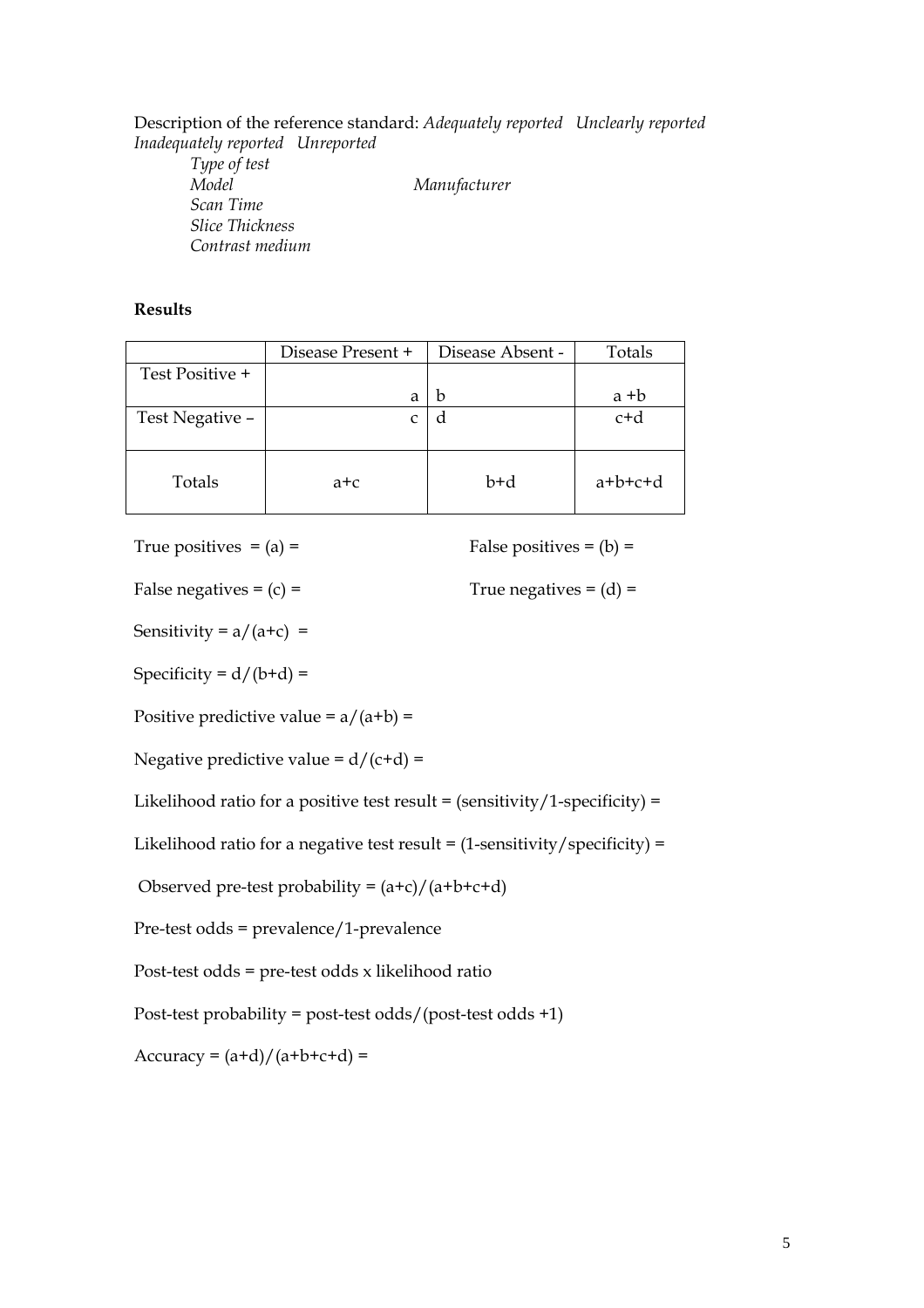Description of the reference standard: *Adequately reported Unclearly reported Inadequately reported Unreported*

*Type of test*
*Model* *Manufacturer*
*Scan Time*
*Slice Thickness*
*Contrast medium*

**Results**

| | Disease Present + | Disease Absent - | Totals |
|---|---|---|---|
| Test Positive + | a | b | a +b |
| Test Negative – | c | d | c+d |
| Totals | a+c | b+d | a+b+c+d |

True positives = (a) =

False positives = (b) =

False negatives = (c) =

True negatives = (d) =

Sensitivity = a/(a+c) =

Specificity = d/(b+d) =

Positive predictive value = a/(a+b) =

Negative predictive value = d/(c+d) =

Likelihood ratio for a positive test result = (sensitivity/1-specificity) =

Likelihood ratio for a negative test result = (1-sensitivity/specificity) =

Observed pre-test probability = (a+c)/(a+b+c+d)

Pre-test odds = prevalence/1-prevalence

Post-test odds = pre-test odds x likelihood ratio

Post-test probability = post-test odds/(post-test odds +1)

Accuracy = (a+d)/(a+b+c+d) =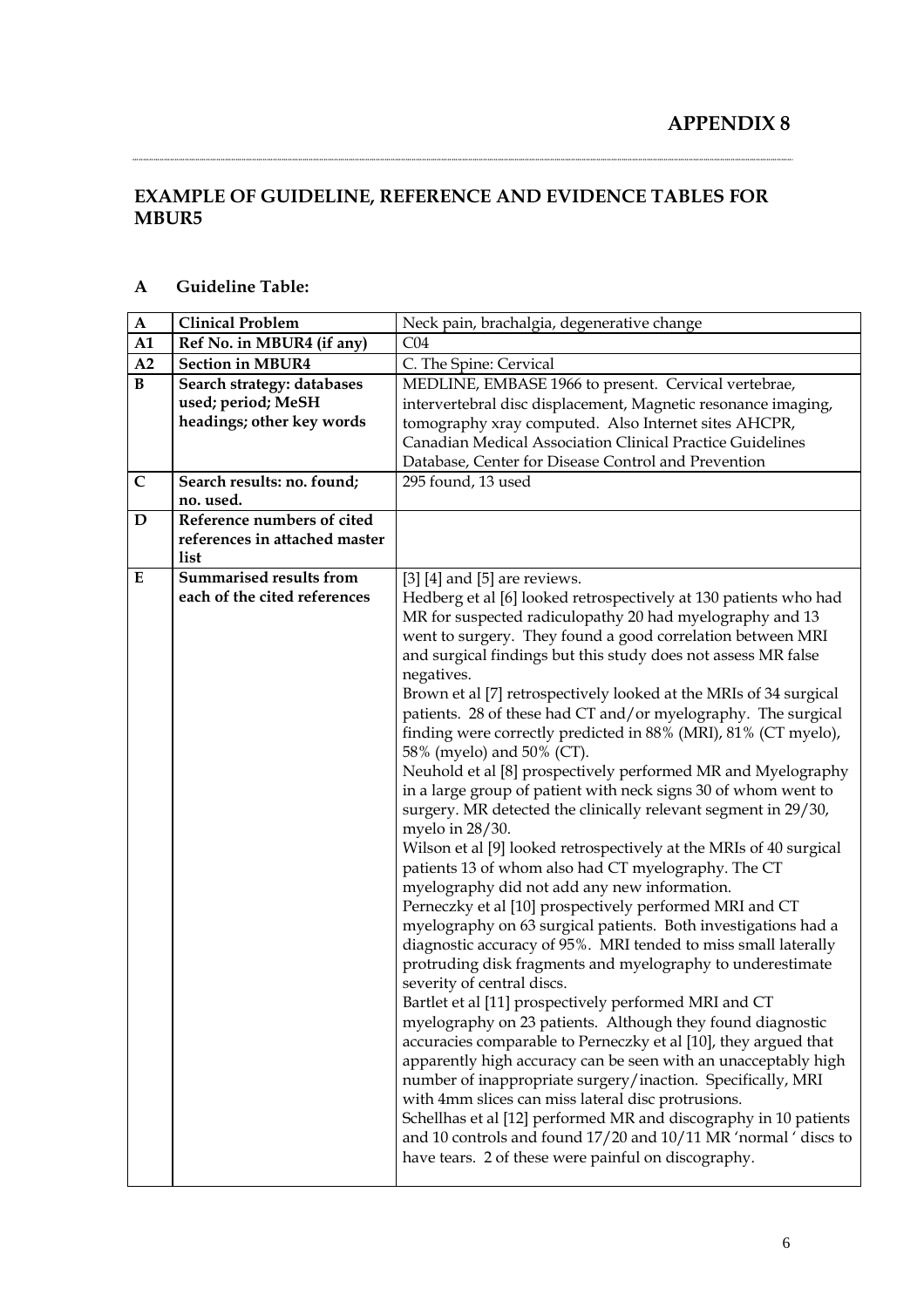# APPENDIX 8

## EXAMPLE OF GUIDELINE, REFERENCE AND EVIDENCE TABLES FOR MBUR5

### A Guideline Table:

| A | Clinical Problem | Neck pain, brachalgia, degenerative change |
|---|---|---|
| A1 | Ref No. in MBUR4 (if any) | C04 |
| A2 | Section in MBUR4 | C. The Spine: Cervical |
| B | Search strategy: databases used; period; MeSH headings; other key words | MEDLINE, EMBASE 1966 to present. Cervical vertebrae, intervertebral disc displacement, Magnetic resonance imaging, tomography xray computed. Also Internet sites AHCPR, Canadian Medical Association Clinical Practice Guidelines Database, Center for Disease Control and Prevention |
| C | Search results: no. found; no. used. | 295 found, 13 used |
| D | Reference numbers of cited references in attached master list | |
| E | Summarised results from each of the cited references | [3] [4] and [5] are reviews.<br>Hedberg et al [6] looked retrospectively at 130 patients who had MR for suspected radiculopathy 20 had myelography and 13 went to surgery. They found a good correlation between MRI and surgical findings but this study does not assess MR false negatives.<br>Brown et al [7] retrospectively looked at the MRIs of 34 surgical patients. 28 of these had CT and/or myelography. The surgical finding were correctly predicted in 88% (MRI), 81% (CT myelo), 58% (myelo) and 50% (CT).<br>Neuhold et al [8] prospectively performed MR and Myelography in a large group of patient with neck signs 30 of whom went to surgery. MR detected the clinically relevant segment in 29/30, myelo in 28/30.<br>Wilson et al [9] looked retrospectively at the MRIs of 40 surgical patients 13 of whom also had CT myelography. The CT myelography did not add any new information.<br>Perneczky et al [10] prospectively performed MRI and CT myelography on 63 surgical patients. Both investigations had a diagnostic accuracy of 95%. MRI tended to miss small laterally protruding disk fragments and myelography to underestimate severity of central discs.<br>Bartlet et al [11] prospectively performed MRI and CT myelography on 23 patients. Although they found diagnostic accuracies comparable to Perneczky et al [10], they argued that apparently high accuracy can be seen with an unacceptably high number of inappropriate surgery/inaction. Specifically, MRI with 4mm slices can miss lateral disc protrusions.<br>Schellhas et al [12] performed MR and discography in 10 patients and 10 controls and found 17/20 and 10/11 MR 'normal ' discs to have tears. 2 of these were painful on discography. |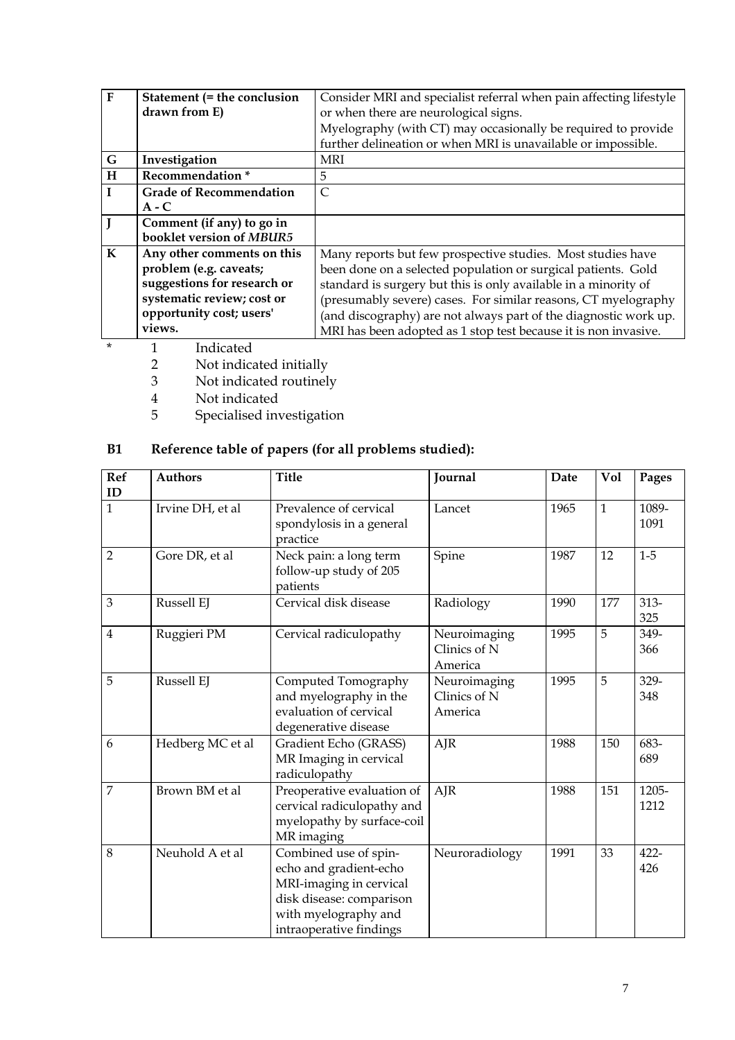| F | Statement (= the conclusion drawn from E) | Consider MRI and specialist referral when pain affecting lifestyle or when there are neurological signs. Myelography (with CT) may occasionally be required to provide further delineation or when MRI is unavailable or impossible. |
|---|---|---|
| G | Investigation | MRI |
| H | Recommendation * | 5 |
| I | Grade of Recommendation A - C | C |
| J | Comment (if any) to go in booklet version of *MBUR5* | |
| K | Any other comments on this problem (e.g. caveats; suggestions for research or systematic review; cost or opportunity cost; users' views. | Many reports but few prospective studies. Most studies have been done on a selected population or surgical patients. Gold standard is surgery but this is only available in a minority of (presumably severe) cases. For similar reasons, CT myelography (and discography) are not always part of the diagnostic work up. MRI has been adopted as 1 stop test because it is non invasive. |

\* 1 Indicated
2 Not indicated initially
3 Not indicated routinely
4 Not indicated
5 Specialised investigation

## B1 Reference table of papers (for all problems studied):

| Ref ID | Authors | Title | Journal | Date | Vol | Pages |
|---|---|---|---|---|---|---|
| 1 | Irvine DH, et al | Prevalence of cervical spondylosis in a general practice | Lancet | 1965 | 1 | 1089-1091 |
| 2 | Gore DR, et al | Neck pain: a long term follow-up study of 205 patients | Spine | 1987 | 12 | 1-5 |
| 3 | Russell EJ | Cervical disk disease | Radiology | 1990 | 177 | 313-325 |
| 4 | Ruggieri PM | Cervical radiculopathy | Neuroimaging Clinics of N America | 1995 | 5 | 349-366 |
| 5 | Russell EJ | Computed Tomography and myelography in the evaluation of cervical degenerative disease | Neuroimaging Clinics of N America | 1995 | 5 | 329-348 |
| 6 | Hedberg MC et al | Gradient Echo (GRASS) MR Imaging in cervical radiculopathy | AJR | 1988 | 150 | 683-689 |
| 7 | Brown BM et al | Preoperative evaluation of cervical radiculopathy and myelopathy by surface-coil MR imaging | AJR | 1988 | 151 | 1205-1212 |
| 8 | Neuhold A et al | Combined use of spin-echo and gradient-echo MRI-imaging in cervical disk disease: comparison with myelography and intraoperative findings | Neuroradiology | 1991 | 33 | 422-426 |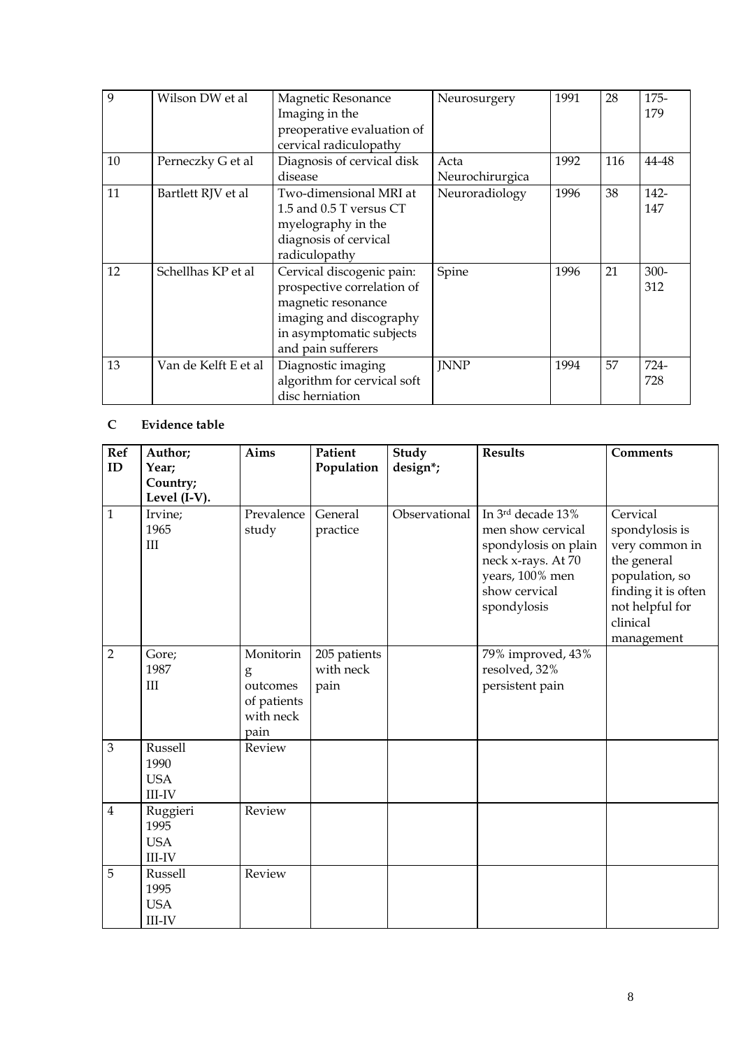| 9 | Wilson DW et al | Magnetic Resonance Imaging in the preoperative evaluation of cervical radiculopathy | Neurosurgery | 1991 | 28 | 175-179 |
|---|---|---|---|---|---|---|
| 10 | Perneczky G et al | Diagnosis of cervical disk disease | Acta Neurochirurgica | 1992 | 116 | 44-48 |
| 11 | Bartlett RJV et al | Two-dimensional MRI at 1.5 and 0.5 T versus CT myelography in the diagnosis of cervical radiculopathy | Neuroradiology | 1996 | 38 | 142-147 |
| 12 | Schellhas KP et al | Cervical discogenic pain: prospective correlation of magnetic resonance imaging and discography in asymptomatic subjects and pain sufferers | Spine | 1996 | 21 | 300-312 |
| 13 | Van de Kelft E et al | Diagnostic imaging algorithm for cervical soft disc herniation | JNNP | 1994 | 57 | 724-728 |

### C Evidence table

| Ref ID | Author; Year; Country; Level (I-V). | Aims | Patient Population | Study design*; | Results | Comments |
|---|---|---|---|---|---|---|
| 1 | Irvine; 1965 III | Prevalence study | General practice | Observational | In 3rd decade 13% men show cervical spondylosis on plain neck x-rays. At 70 years, 100% men show cervical spondylosis | Cervical spondylosis is very common in the general population, so finding it is often not helpful for clinical management |
| 2 | Gore; 1987 III | Monitoring outcomes of patients with neck pain | 205 patients with neck pain | | 79% improved, 43% resolved, 32% persistent pain | |
| 3 | Russell 1990 USA III-IV | Review | | | | |
| 4 | Ruggieri 1995 USA III-IV | Review | | | | |
| 5 | Russell 1995 USA III-IV | Review | | | | |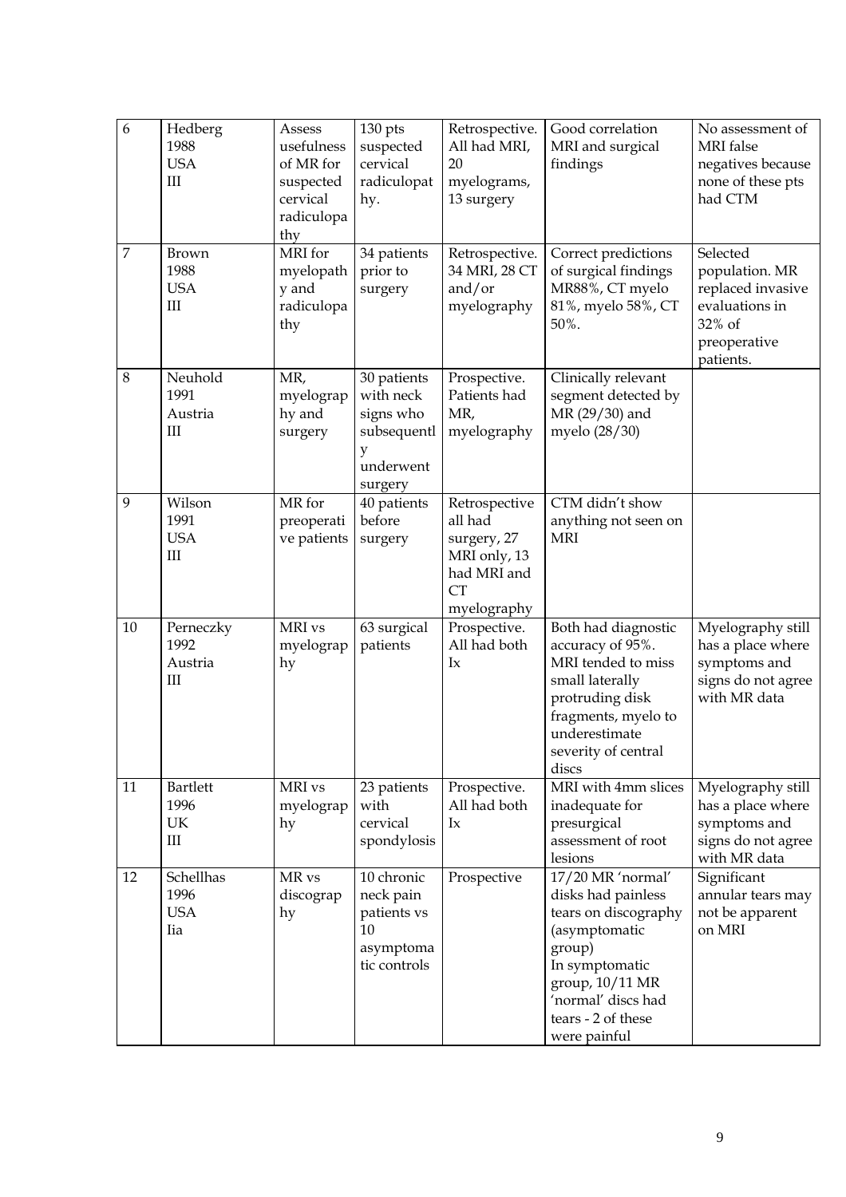| 6 | Hedberg 1988 USA III | Assess usefulness of MR for suspected cervical radiculopathy | 130 pts suspected cervical radiculopathy. | Retrospective. All had MRI, 20 myelograms, 13 surgery | Good correlation MRI and surgical findings | No assessment of MRI false negatives because none of these pts had CTM |
|---|---|---|---|---|---|---|
| 7 | Brown 1988 USA III | MRI for myelopathy and radiculopathy | 34 patients prior to surgery | Retrospective. 34 MRI, 28 CT and/or myelography | Correct predictions of surgical findings MR88%, CT myelo 81%, myelo 58%, CT 50%. | Selected population. MR replaced invasive evaluations in 32% of preoperative patients. |
| 8 | Neuhold 1991 Austria III | MR, myelography and surgery | 30 patients with neck signs who subsequently underwent surgery | Prospective. Patients had MR, myelography | Clinically relevant segment detected by MR (29/30) and myelo (28/30) | |
| 9 | Wilson 1991 USA III | MR for preoperative patients | 40 patients before surgery | Retrospective all had surgery, 27 MRI only, 13 had MRI and CT myelography | CTM didn't show anything not seen on MRI | |
| 10 | Perneczky 1992 Austria III | MRI vs myelography | 63 surgical patients | Prospective. All had both Ix | Both had diagnostic accuracy of 95%. MRI tended to miss small laterally protruding disk fragments, myelo to underestimate severity of central discs | Myelography still has a place where symptoms and signs do not agree with MR data |
| 11 | Bartlett 1996 UK III | MRI vs myelography | 23 patients with cervical spondylosis | Prospective. All had both Ix | MRI with 4mm slices inadequate for presurgical assessment of root lesions | Myelography still has a place where symptoms and signs do not agree with MR data |
| 12 | Schellhas 1996 USA Iia | MR vs discography | 10 chronic neck pain patients vs 10 asymptomatic controls | Prospective | 17/20 MR 'normal' disks had painless tears on discography (asymptomatic group) In symptomatic group, 10/11 MR 'normal' discs had tears - 2 of these were painful | Significant annular tears may not be apparent on MRI |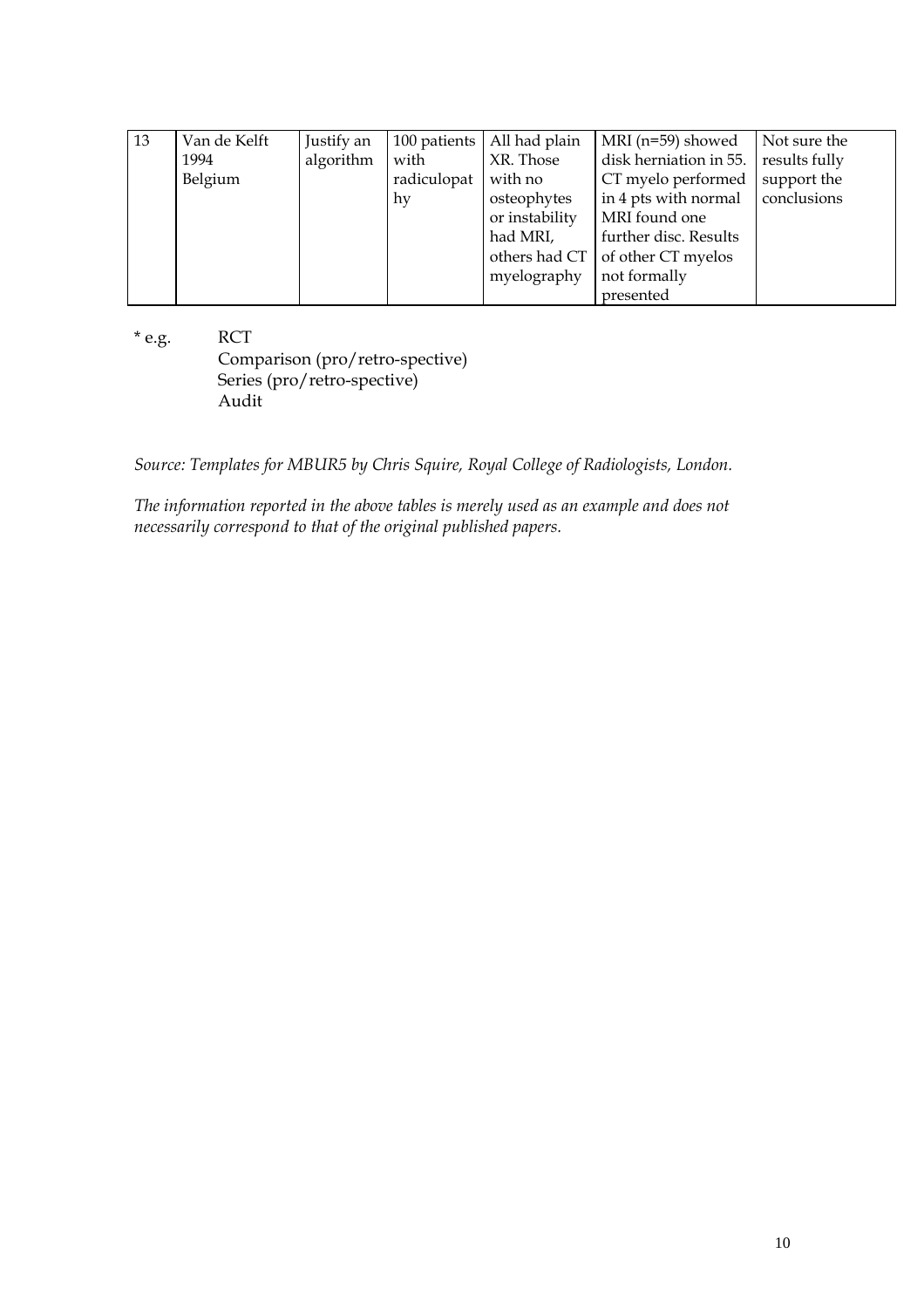| 13 | Van de Kelft 1994 Belgium | Justify an algorithm | 100 patients with radiculopathy | All had plain XR. Those with no osteophytes or instability had MRI, others had CT myelography | MRI (n=59) showed disk herniation in 55. CT myelo performed in 4 pts with normal MRI found one further disc. Results of other CT myelos not formally presented | Not sure the results fully support the conclusions |
|---|---|---|---|---|---|---|

* e.g.
RCT
Comparison (pro/retro-spective)
Series (pro/retro-spective)
Audit

*Source: Templates for MBUR5 by Chris Squire, Royal College of Radiologists, London.*

*The information reported in the above tables is merely used as an example and does not necessarily correspond to that of the original published papers.*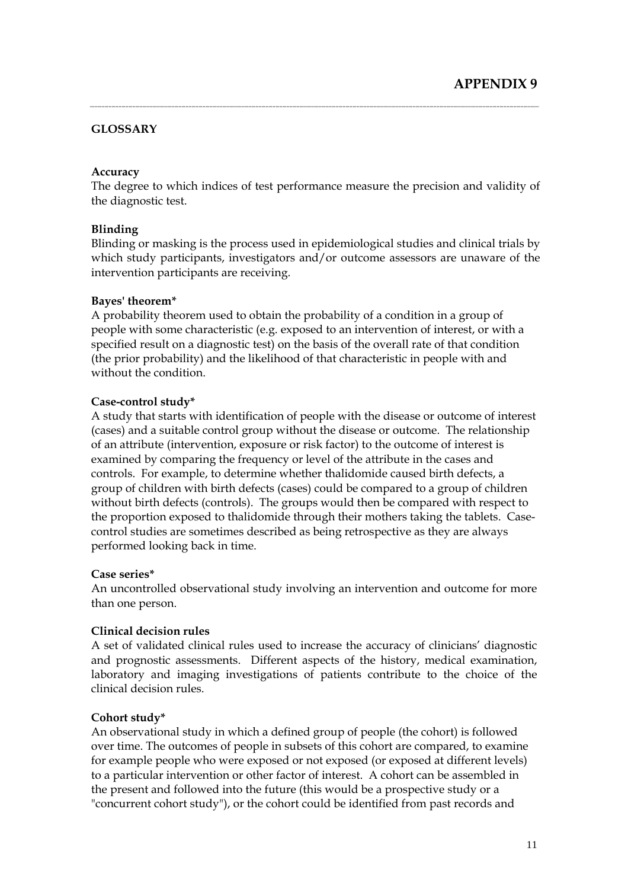# APPENDIX 9

## GLOSSARY

**Accuracy**
The degree to which indices of test performance measure the precision and validity of the diagnostic test.

**Blinding**
Blinding or masking is the process used in epidemiological studies and clinical trials by which study participants, investigators and/or outcome assessors are unaware of the intervention participants are receiving.

**Bayes' theorem***
A probability theorem used to obtain the probability of a condition in a group of people with some characteristic (e.g. exposed to an intervention of interest, or with a specified result on a diagnostic test) on the basis of the overall rate of that condition (the prior probability) and the likelihood of that characteristic in people with and without the condition.

**Case-control study***
A study that starts with identification of people with the disease or outcome of interest (cases) and a suitable control group without the disease or outcome. The relationship of an attribute (intervention, exposure or risk factor) to the outcome of interest is examined by comparing the frequency or level of the attribute in the cases and controls. For example, to determine whether thalidomide caused birth defects, a group of children with birth defects (cases) could be compared to a group of children without birth defects (controls). The groups would then be compared with respect to the proportion exposed to thalidomide through their mothers taking the tablets. Case-control studies are sometimes described as being retrospective as they are always performed looking back in time.

**Case series***
An uncontrolled observational study involving an intervention and outcome for more than one person.

**Clinical decision rules**
A set of validated clinical rules used to increase the accuracy of clinicians' diagnostic and prognostic assessments. Different aspects of the history, medical examination, laboratory and imaging investigations of patients contribute to the choice of the clinical decision rules.

**Cohort study***
An observational study in which a defined group of people (the cohort) is followed over time. The outcomes of people in subsets of this cohort are compared, to examine for example people who were exposed or not exposed (or exposed at different levels) to a particular intervention or other factor of interest. A cohort can be assembled in the present and followed into the future (this would be a prospective study or a "concurrent cohort study"), or the cohort could be identified from past records and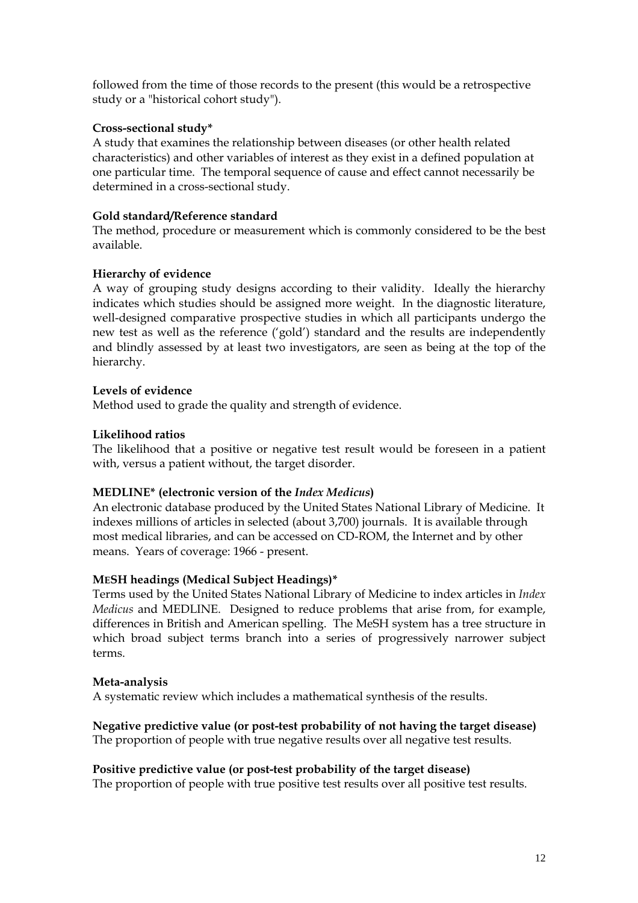followed from the time of those records to the present (this would be a retrospective study or a "historical cohort study").

**Cross-sectional study***
A study that examines the relationship between diseases (or other health related characteristics) and other variables of interest as they exist in a defined population at one particular time. The temporal sequence of cause and effect cannot necessarily be determined in a cross-sectional study.

**Gold standard/Reference standard**
The method, procedure or measurement which is commonly considered to be the best available.

**Hierarchy of evidence**
A way of grouping study designs according to their validity. Ideally the hierarchy indicates which studies should be assigned more weight. In the diagnostic literature, well-designed comparative prospective studies in which all participants undergo the new test as well as the reference ('gold') standard and the results are independently and blindly assessed by at least two investigators, are seen as being at the top of the hierarchy.

**Levels of evidence**
Method used to grade the quality and strength of evidence.

**Likelihood ratios**
The likelihood that a positive or negative test result would be foreseen in a patient with, versus a patient without, the target disorder.

**MEDLINE* (electronic version of the *Index Medicus*)**
An electronic database produced by the United States National Library of Medicine. It indexes millions of articles in selected (about 3,700) journals. It is available through most medical libraries, and can be accessed on CD-ROM, the Internet and by other means. Years of coverage: 1966 - present.

**MESH headings (Medical Subject Headings)***
Terms used by the United States National Library of Medicine to index articles in *Index Medicus* and MEDLINE. Designed to reduce problems that arise from, for example, differences in British and American spelling. The MeSH system has a tree structure in which broad subject terms branch into a series of progressively narrower subject terms.

**Meta-analysis**
A systematic review which includes a mathematical synthesis of the results.

**Negative predictive value (or post-test probability of not having the target disease)**
The proportion of people with true negative results over all negative test results.

**Positive predictive value (or post-test probability of the target disease)**
The proportion of people with true positive test results over all positive test results.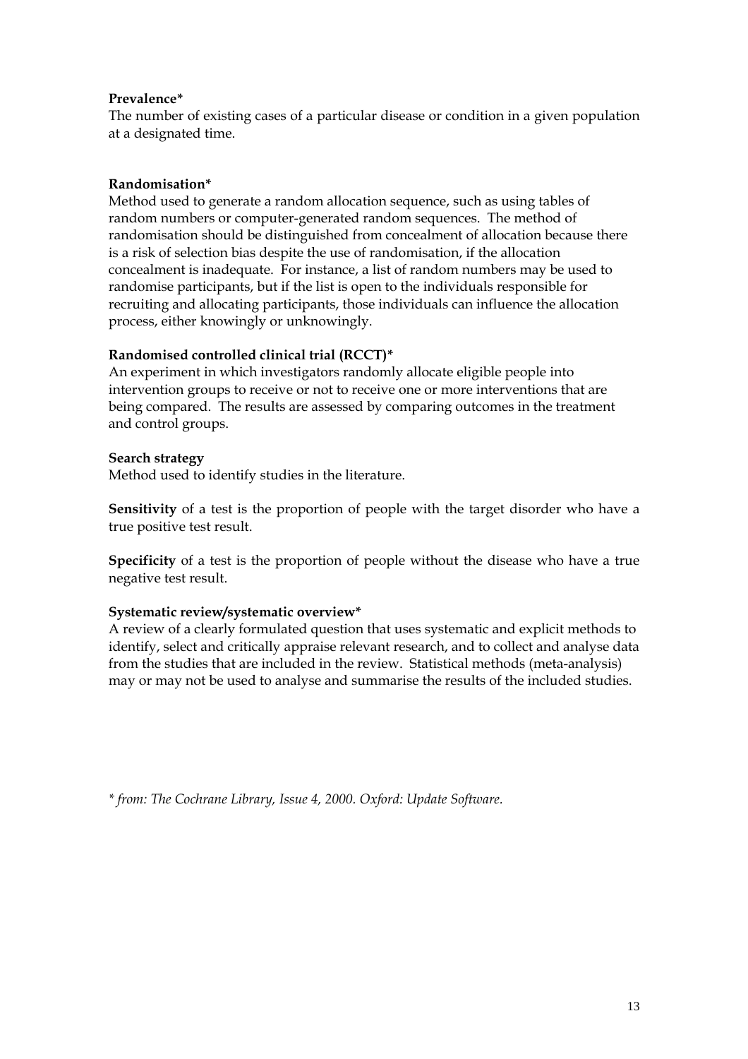**Prevalence***

The number of existing cases of a particular disease or condition in a given population at a designated time.

**Randomisation***

Method used to generate a random allocation sequence, such as using tables of random numbers or computer-generated random sequences. The method of randomisation should be distinguished from concealment of allocation because there is a risk of selection bias despite the use of randomisation, if the allocation concealment is inadequate. For instance, a list of random numbers may be used to randomise participants, but if the list is open to the individuals responsible for recruiting and allocating participants, those individuals can influence the allocation process, either knowingly or unknowingly.

**Randomised controlled clinical trial (RCCT)***

An experiment in which investigators randomly allocate eligible people into intervention groups to receive or not to receive one or more interventions that are being compared. The results are assessed by comparing outcomes in the treatment and control groups.

**Search strategy**

Method used to identify studies in the literature.

**Sensitivity** of a test is the proportion of people with the target disorder who have a true positive test result.

**Specificity** of a test is the proportion of people without the disease who have a true negative test result.

**Systematic review/systematic overview***

A review of a clearly formulated question that uses systematic and explicit methods to identify, select and critically appraise relevant research, and to collect and analyse data from the studies that are included in the review. Statistical methods (meta-analysis) may or may not be used to analyse and summarise the results of the included studies.

*\* from: The Cochrane Library, Issue 4, 2000. Oxford: Update Software.*